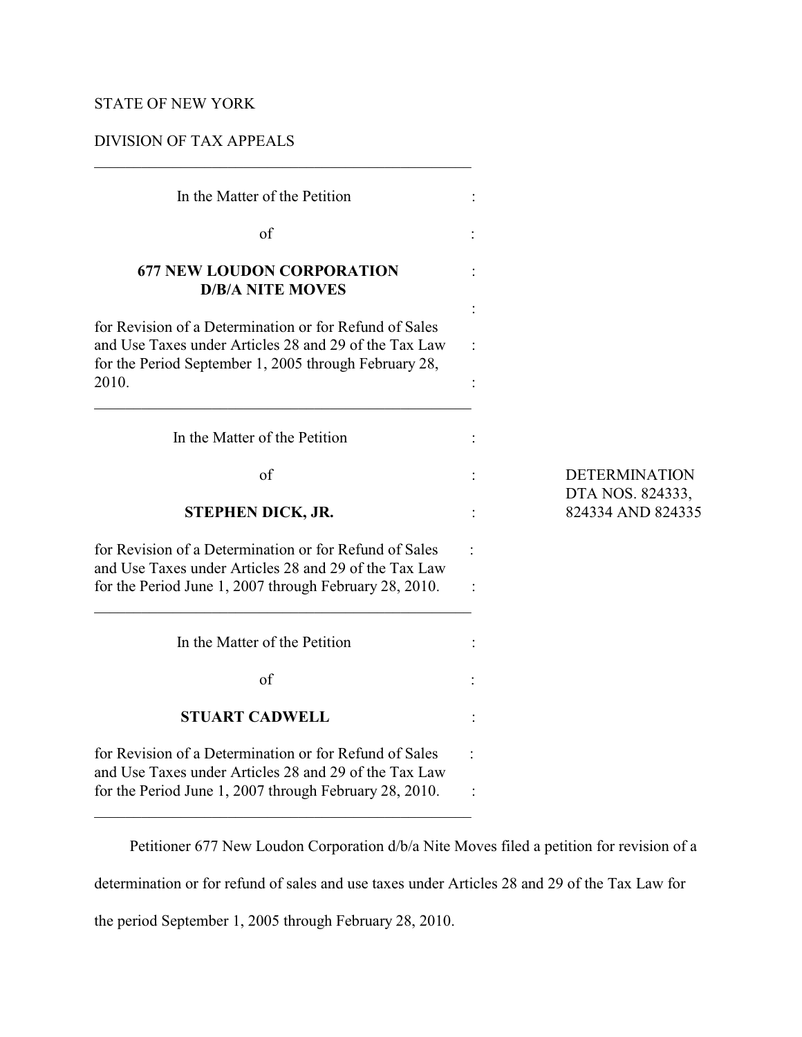STATE OF NEW YORK

DIVISION OF TAX APPEALS

---

In the Matter of the Petition

of

**677 NEW LOUDON CORPORATION D/B/A NITE MOVES**

for Revision of a Determination or for Refund of Sales and Use Taxes under Articles 28 and 29 of the Tax Law for the Period September 1, 2005 through February 28, 2010.

---

In the Matter of the Petition

of

**STEPHEN DICK, JR.**

for Revision of a Determination or for Refund of Sales and Use Taxes under Articles 28 and 29 of the Tax Law for the Period June 1, 2007 through February 28, 2010.

---

In the Matter of the Petition

of

**STUART CADWELL**

for Revision of a Determination or for Refund of Sales and Use Taxes under Articles 28 and 29 of the Tax Law for the Period June 1, 2007 through February 28, 2010.

---

DETERMINATION
DTA NOS. 824333, 824334 AND 824335

Petitioner 677 New Loudon Corporation d/b/a Nite Moves filed a petition for revision of a determination or for refund of sales and use taxes under Articles 28 and 29 of the Tax Law for the period September 1, 2005 through February 28, 2010.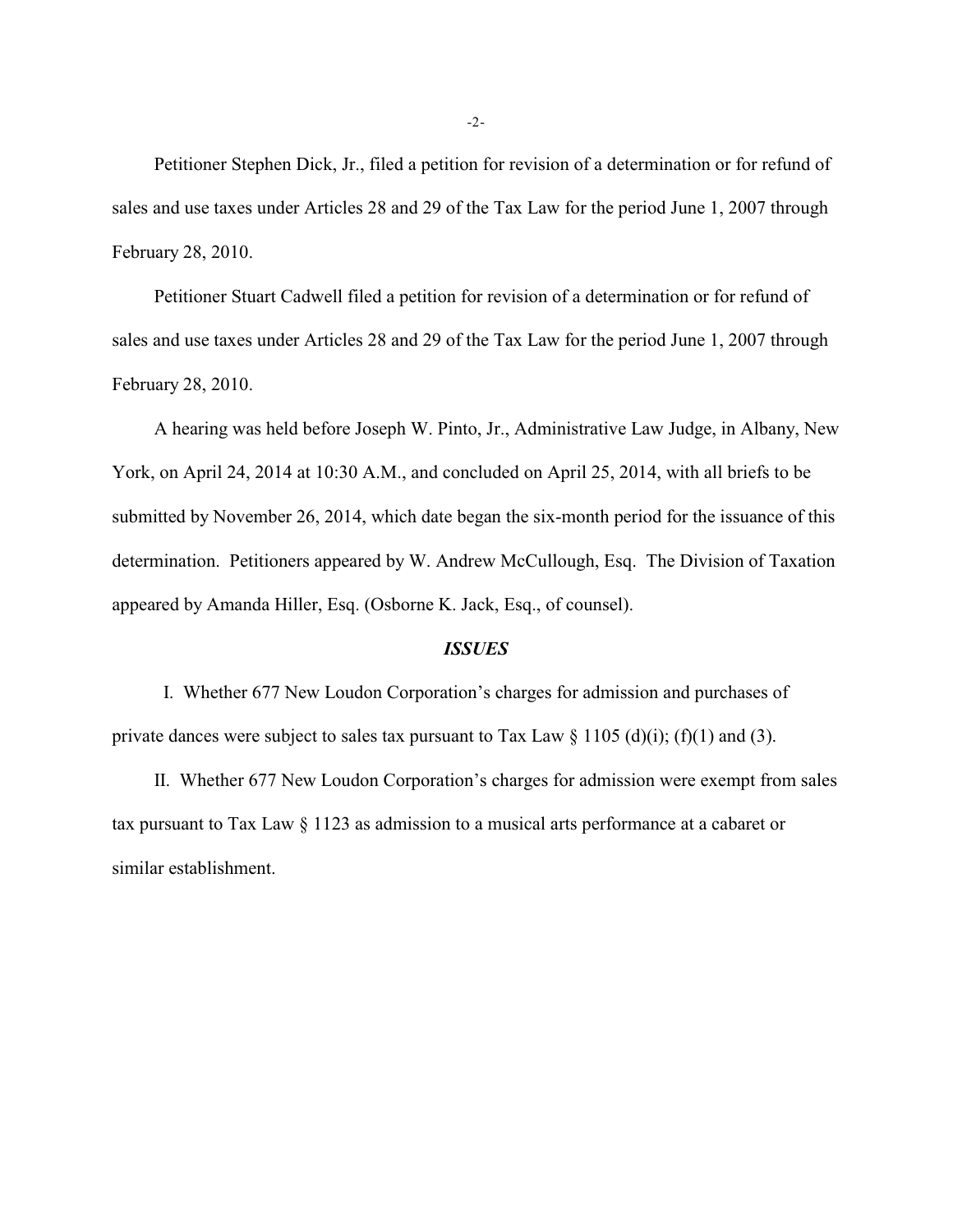Petitioner Stephen Dick, Jr., filed a petition for revision of a determination or for refund of sales and use taxes under Articles 28 and 29 of the Tax Law for the period June 1, 2007 through February 28, 2010.

Petitioner Stuart Cadwell filed a petition for revision of a determination or for refund of sales and use taxes under Articles 28 and 29 of the Tax Law for the period June 1, 2007 through February 28, 2010.

A hearing was held before Joseph W. Pinto, Jr., Administrative Law Judge, in Albany, New York, on April 24, 2014 at 10:30 A.M., and concluded on April 25, 2014, with all briefs to be submitted by November 26, 2014, which date began the six-month period for the issuance of this determination. Petitioners appeared by W. Andrew McCullough, Esq. The Division of Taxation appeared by Amanda Hiller, Esq. (Osborne K. Jack, Esq., of counsel).

## *ISSUES*

I. Whether 677 New Loudon Corporation's charges for admission and purchases of private dances were subject to sales tax pursuant to Tax Law § 1105 (d)(i); (f)(1) and (3).

II. Whether 677 New Loudon Corporation's charges for admission were exempt from sales tax pursuant to Tax Law § 1123 as admission to a musical arts performance at a cabaret or similar establishment.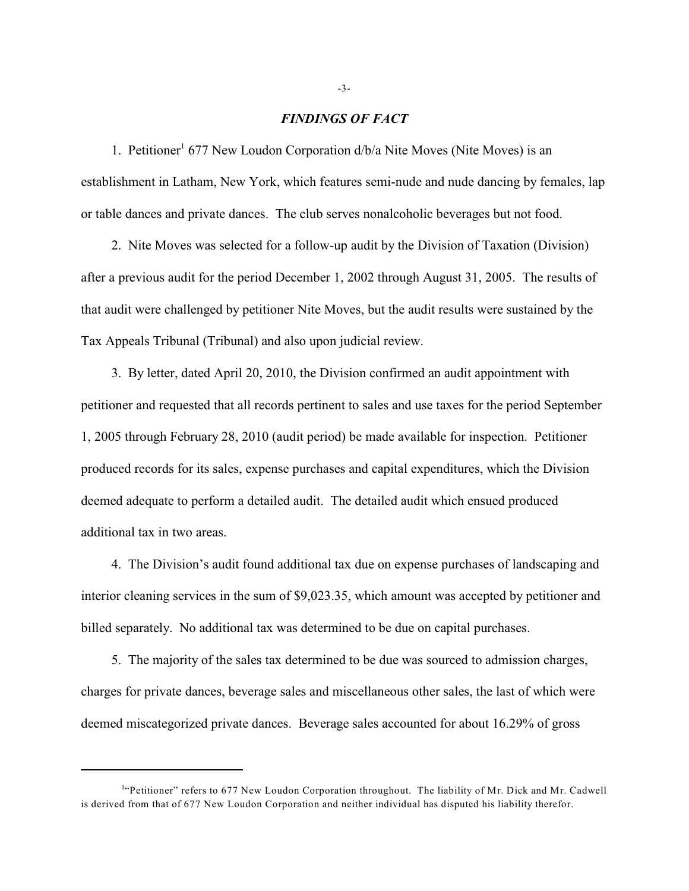## *FINDINGS OF FACT*

1. Petitioner[1] 677 New Loudon Corporation d/b/a Nite Moves (Nite Moves) is an establishment in Latham, New York, which features semi-nude and nude dancing by females, lap or table dances and private dances. The club serves nonalcoholic beverages but not food.

2. Nite Moves was selected for a follow-up audit by the Division of Taxation (Division) after a previous audit for the period December 1, 2002 through August 31, 2005. The results of that audit were challenged by petitioner Nite Moves, but the audit results were sustained by the Tax Appeals Tribunal (Tribunal) and also upon judicial review.

3. By letter, dated April 20, 2010, the Division confirmed an audit appointment with petitioner and requested that all records pertinent to sales and use taxes for the period September 1, 2005 through February 28, 2010 (audit period) be made available for inspection. Petitioner produced records for its sales, expense purchases and capital expenditures, which the Division deemed adequate to perform a detailed audit. The detailed audit which ensued produced additional tax in two areas.

4. The Division's audit found additional tax due on expense purchases of landscaping and interior cleaning services in the sum of $9,023.35, which amount was accepted by petitioner and billed separately. No additional tax was determined to be due on capital purchases.

5. The majority of the sales tax determined to be due was sourced to admission charges, charges for private dances, beverage sales and miscellaneous other sales, the last of which were deemed miscategorized private dances. Beverage sales accounted for about 16.29% of gross

---

[1] "Petitioner" refers to 677 New Loudon Corporation throughout. The liability of Mr. Dick and Mr. Cadwell is derived from that of 677 New Loudon Corporation and neither individual has disputed his liability therefor.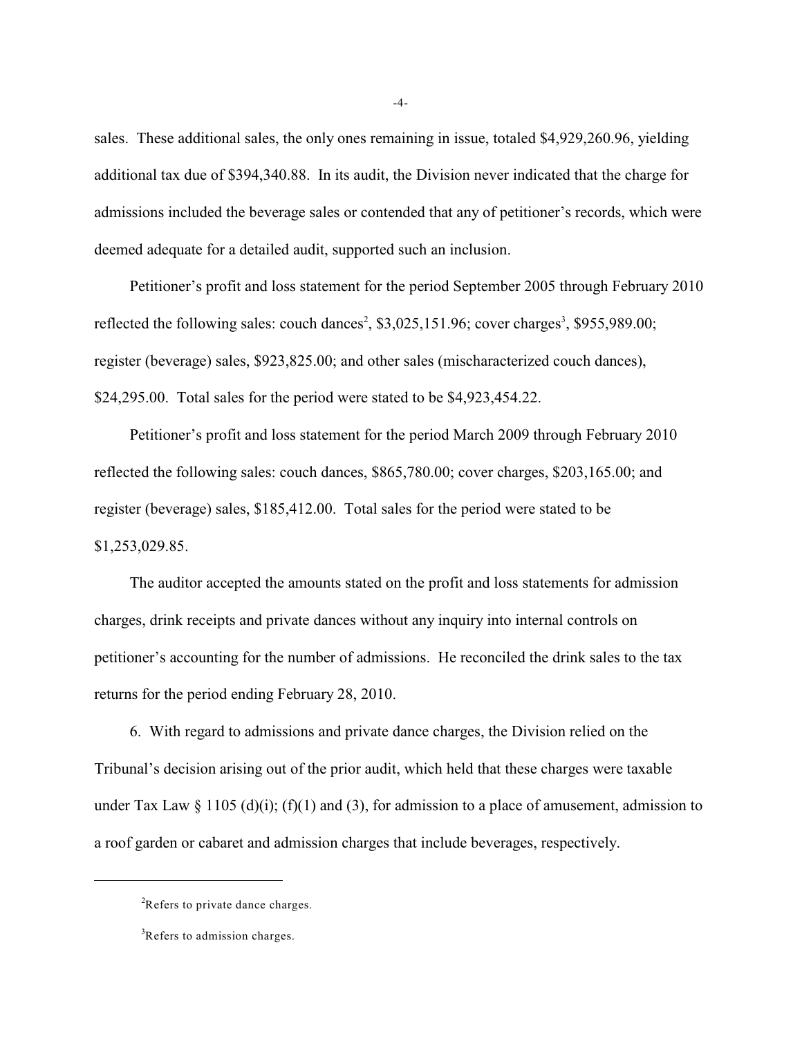sales. These additional sales, the only ones remaining in issue, totaled $4,929,260.96, yielding additional tax due of $394,340.88. In its audit, the Division never indicated that the charge for admissions included the beverage sales or contended that any of petitioner's records, which were deemed adequate for a detailed audit, supported such an inclusion.

Petitioner's profit and loss statement for the period September 2005 through February 2010 reflected the following sales: couch dances[2], $3,025,151.96; cover charges[3], $955,989.00; register (beverage) sales, $923,825.00; and other sales (mischaracterized couch dances), $24,295.00. Total sales for the period were stated to be $4,923,454.22.

Petitioner's profit and loss statement for the period March 2009 through February 2010 reflected the following sales: couch dances, $865,780.00; cover charges, $203,165.00; and register (beverage) sales, $185,412.00. Total sales for the period were stated to be $1,253,029.85.

The auditor accepted the amounts stated on the profit and loss statements for admission charges, drink receipts and private dances without any inquiry into internal controls on petitioner's accounting for the number of admissions. He reconciled the drink sales to the tax returns for the period ending February 28, 2010.

6. With regard to admissions and private dance charges, the Division relied on the Tribunal's decision arising out of the prior audit, which held that these charges were taxable under Tax Law § 1105 (d)(i); (f)(1) and (3), for admission to a place of amusement, admission to a roof garden or cabaret and admission charges that include beverages, respectively.

---

[2] Refers to private dance charges.

[3] Refers to admission charges.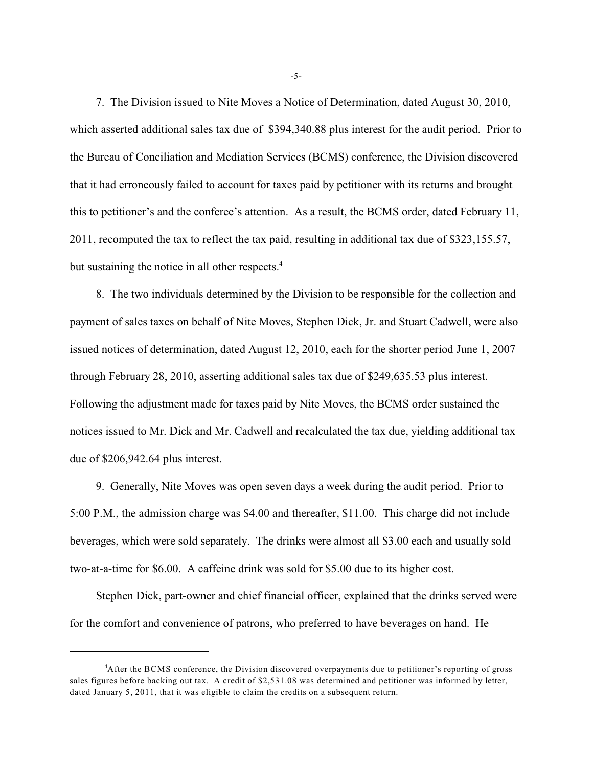7. The Division issued to Nite Moves a Notice of Determination, dated August 30, 2010, which asserted additional sales tax due of $394,340.88 plus interest for the audit period. Prior to the Bureau of Conciliation and Mediation Services (BCMS) conference, the Division discovered that it had erroneously failed to account for taxes paid by petitioner with its returns and brought this to petitioner's and the conferee's attention. As a result, the BCMS order, dated February 11, 2011, recomputed the tax to reflect the tax paid, resulting in additional tax due of $323,155.57, but sustaining the notice in all other respects.[4]

8. The two individuals determined by the Division to be responsible for the collection and payment of sales taxes on behalf of Nite Moves, Stephen Dick, Jr. and Stuart Cadwell, were also issued notices of determination, dated August 12, 2010, each for the shorter period June 1, 2007 through February 28, 2010, asserting additional sales tax due of $249,635.53 plus interest. Following the adjustment made for taxes paid by Nite Moves, the BCMS order sustained the notices issued to Mr. Dick and Mr. Cadwell and recalculated the tax due, yielding additional tax due of $206,942.64 plus interest.

9. Generally, Nite Moves was open seven days a week during the audit period. Prior to 5:00 P.M., the admission charge was $4.00 and thereafter, $11.00. This charge did not include beverages, which were sold separately. The drinks were almost all $3.00 each and usually sold two-at-a-time for $6.00. A caffeine drink was sold for $5.00 due to its higher cost.

Stephen Dick, part-owner and chief financial officer, explained that the drinks served were for the comfort and convenience of patrons, who preferred to have beverages on hand. He

---

[4] After the BCMS conference, the Division discovered overpayments due to petitioner's reporting of gross sales figures before backing out tax. A credit of $2,531.08 was determined and petitioner was informed by letter, dated January 5, 2011, that it was eligible to claim the credits on a subsequent return.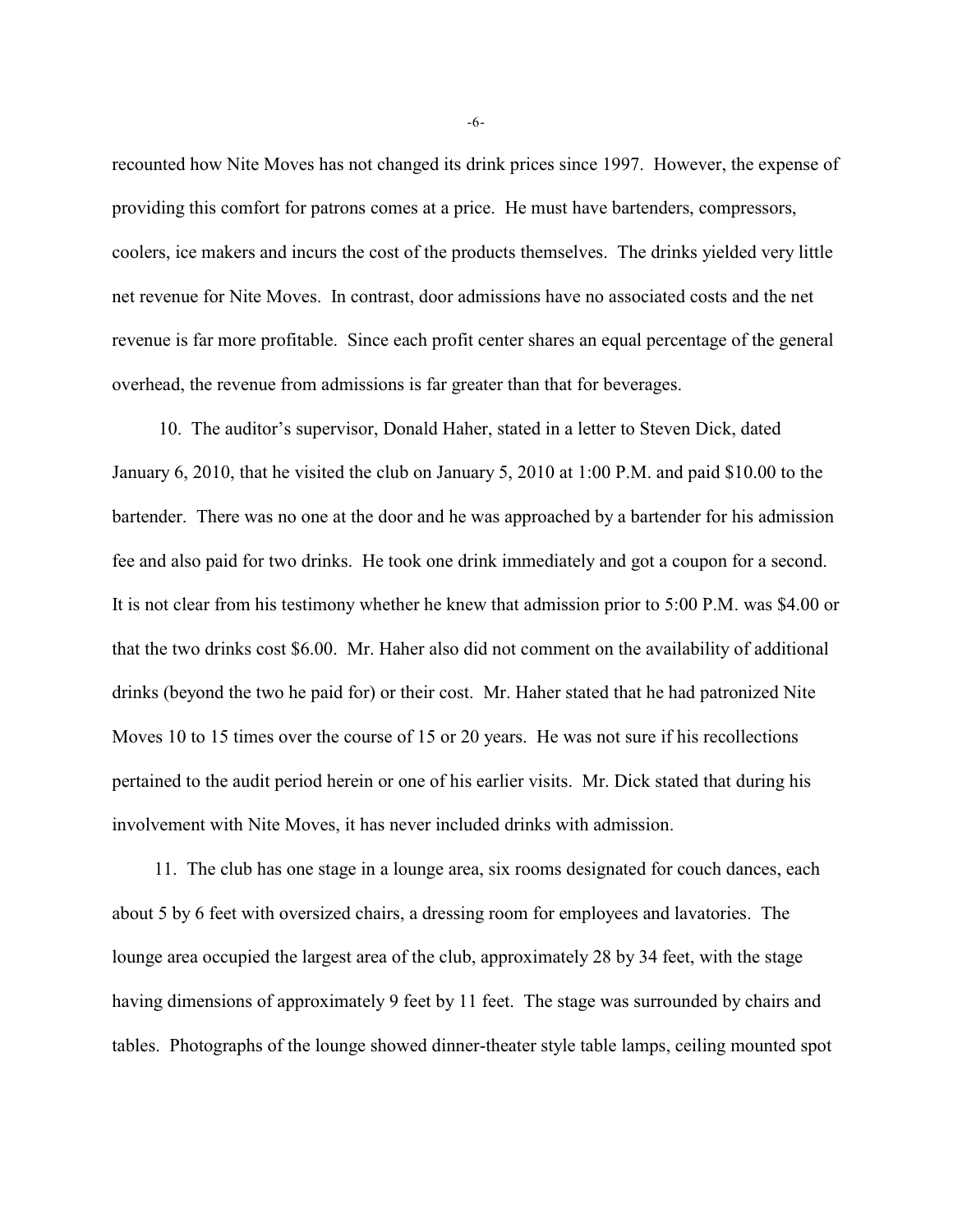recounted how Nite Moves has not changed its drink prices since 1997. However, the expense of providing this comfort for patrons comes at a price. He must have bartenders, compressors, coolers, ice makers and incurs the cost of the products themselves. The drinks yielded very little net revenue for Nite Moves. In contrast, door admissions have no associated costs and the net revenue is far more profitable. Since each profit center shares an equal percentage of the general overhead, the revenue from admissions is far greater than that for beverages.

10. The auditor's supervisor, Donald Haher, stated in a letter to Steven Dick, dated January 6, 2010, that he visited the club on January 5, 2010 at 1:00 P.M. and paid $10.00 to the bartender. There was no one at the door and he was approached by a bartender for his admission fee and also paid for two drinks. He took one drink immediately and got a coupon for a second. It is not clear from his testimony whether he knew that admission prior to 5:00 P.M. was $4.00 or that the two drinks cost $6.00. Mr. Haher also did not comment on the availability of additional drinks (beyond the two he paid for) or their cost. Mr. Haher stated that he had patronized Nite Moves 10 to 15 times over the course of 15 or 20 years. He was not sure if his recollections pertained to the audit period herein or one of his earlier visits. Mr. Dick stated that during his involvement with Nite Moves, it has never included drinks with admission.

11. The club has one stage in a lounge area, six rooms designated for couch dances, each about 5 by 6 feet with oversized chairs, a dressing room for employees and lavatories. The lounge area occupied the largest area of the club, approximately 28 by 34 feet, with the stage having dimensions of approximately 9 feet by 11 feet. The stage was surrounded by chairs and tables. Photographs of the lounge showed dinner-theater style table lamps, ceiling mounted spot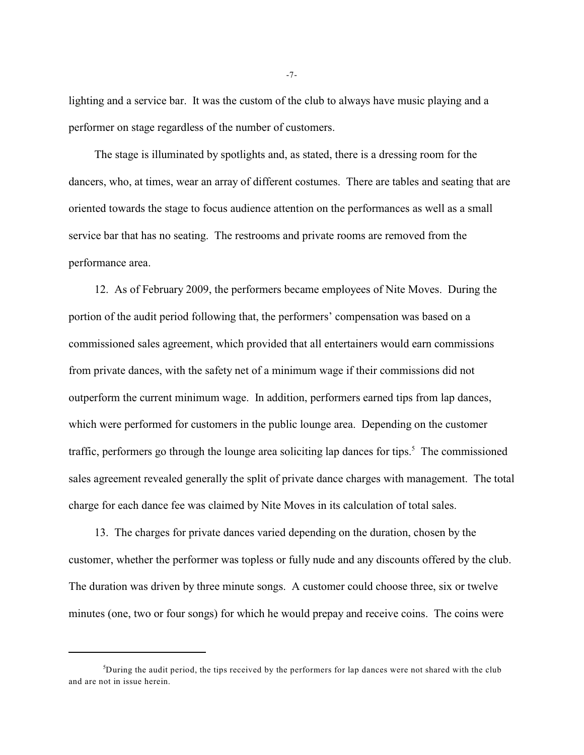lighting and a service bar. It was the custom of the club to always have music playing and a performer on stage regardless of the number of customers.

The stage is illuminated by spotlights and, as stated, there is a dressing room for the dancers, who, at times, wear an array of different costumes. There are tables and seating that are oriented towards the stage to focus audience attention on the performances as well as a small service bar that has no seating. The restrooms and private rooms are removed from the performance area.

12. As of February 2009, the performers became employees of Nite Moves. During the portion of the audit period following that, the performers' compensation was based on a commissioned sales agreement, which provided that all entertainers would earn commissions from private dances, with the safety net of a minimum wage if their commissions did not outperform the current minimum wage. In addition, performers earned tips from lap dances, which were performed for customers in the public lounge area. Depending on the customer traffic, performers go through the lounge area soliciting lap dances for tips.[5] The commissioned sales agreement revealed generally the split of private dance charges with management. The total charge for each dance fee was claimed by Nite Moves in its calculation of total sales.

13. The charges for private dances varied depending on the duration, chosen by the customer, whether the performer was topless or fully nude and any discounts offered by the club. The duration was driven by three minute songs. A customer could choose three, six or twelve minutes (one, two or four songs) for which he would prepay and receive coins. The coins were

---

[5] During the audit period, the tips received by the performers for lap dances were not shared with the club and are not in issue herein.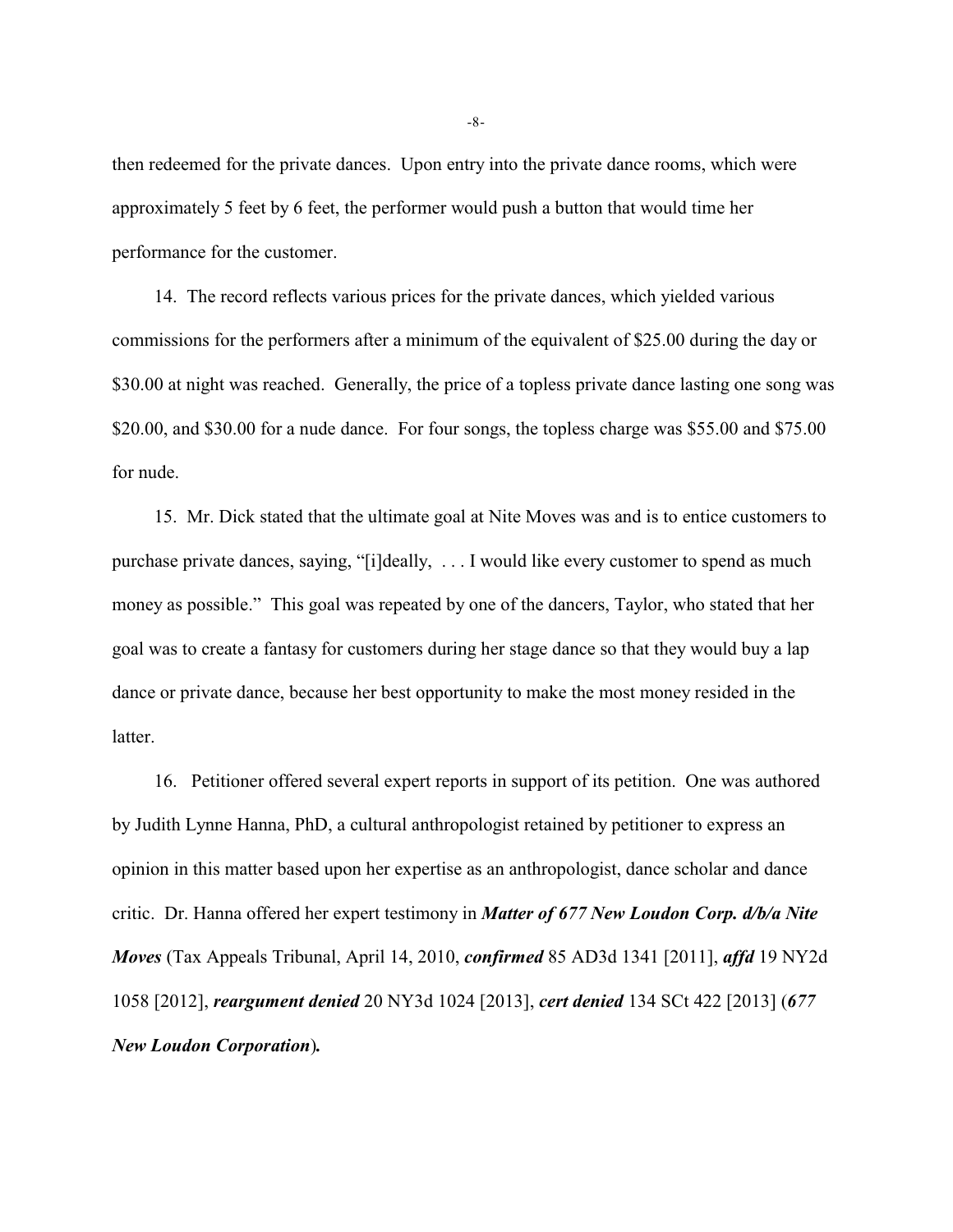then redeemed for the private dances. Upon entry into the private dance rooms, which were approximately 5 feet by 6 feet, the performer would push a button that would time her performance for the customer.

14. The record reflects various prices for the private dances, which yielded various commissions for the performers after a minimum of the equivalent of $25.00 during the day or $30.00 at night was reached. Generally, the price of a topless private dance lasting one song was $20.00, and $30.00 for a nude dance. For four songs, the topless charge was $55.00 and $75.00 for nude.

15. Mr. Dick stated that the ultimate goal at Nite Moves was and is to entice customers to purchase private dances, saying, "[i]deally, . . . I would like every customer to spend as much money as possible." This goal was repeated by one of the dancers, Taylor, who stated that her goal was to create a fantasy for customers during her stage dance so that they would buy a lap dance or private dance, because her best opportunity to make the most money resided in the latter.

16. Petitioner offered several expert reports in support of its petition. One was authored by Judith Lynne Hanna, PhD, a cultural anthropologist retained by petitioner to express an opinion in this matter based upon her expertise as an anthropologist, dance scholar and dance critic. Dr. Hanna offered her expert testimony in ***Matter of 677 New Loudon Corp. d/b/a Nite Moves*** (Tax Appeals Tribunal, April 14, 2010, ***confirmed*** 85 AD3d 1341 [2011], ***affd*** 19 NY2d 1058 [2012], ***reargument denied*** 20 NY3d 1024 [2013], ***cert denied*** 134 SCt 422 [2013] (***677 New Loudon Corporation*****).**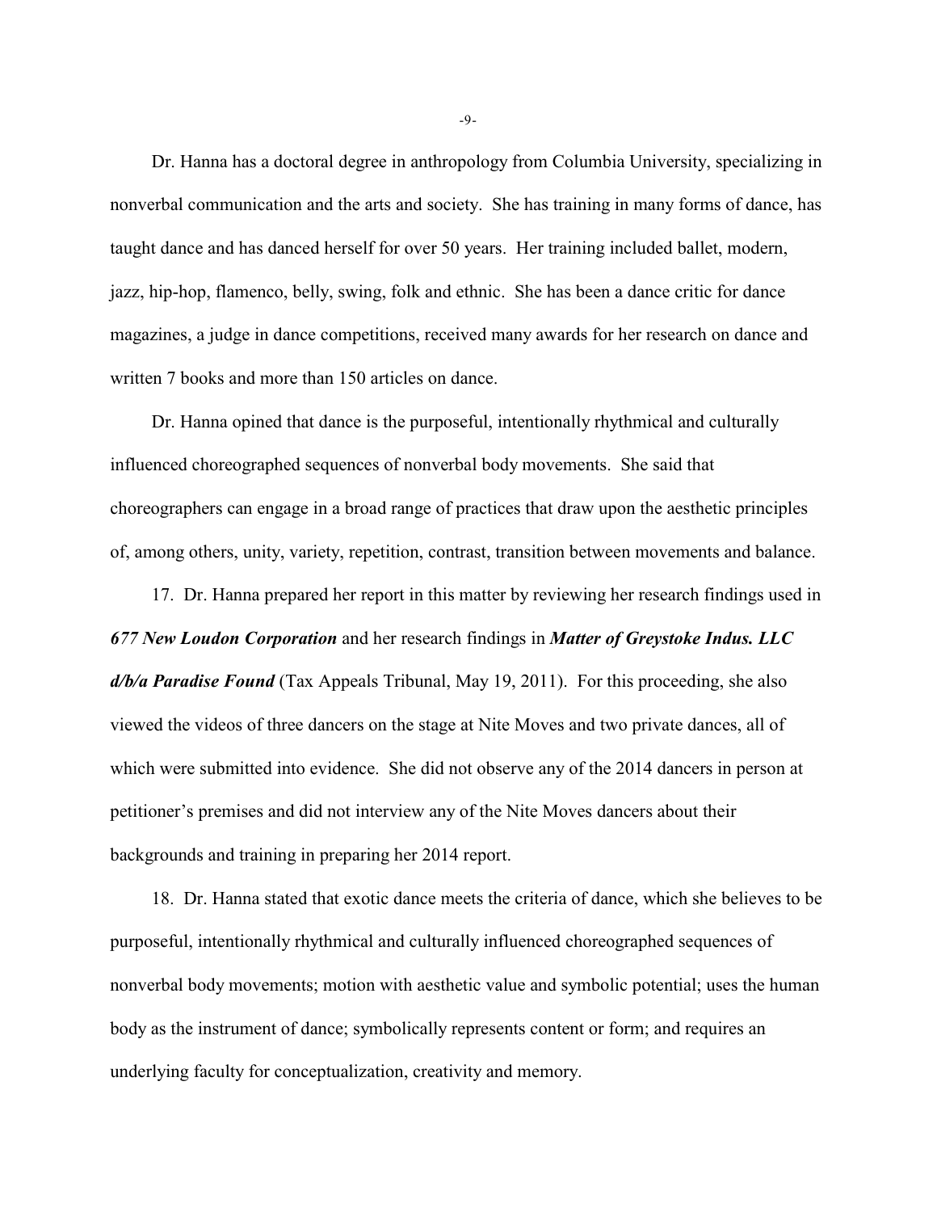Dr. Hanna has a doctoral degree in anthropology from Columbia University, specializing in nonverbal communication and the arts and society. She has training in many forms of dance, has taught dance and has danced herself for over 50 years. Her training included ballet, modern, jazz, hip-hop, flamenco, belly, swing, folk and ethnic. She has been a dance critic for dance magazines, a judge in dance competitions, received many awards for her research on dance and written 7 books and more than 150 articles on dance.

Dr. Hanna opined that dance is the purposeful, intentionally rhythmical and culturally influenced choreographed sequences of nonverbal body movements. She said that choreographers can engage in a broad range of practices that draw upon the aesthetic principles of, among others, unity, variety, repetition, contrast, transition between movements and balance.

17. Dr. Hanna prepared her report in this matter by reviewing her research findings used in ***677 New Loudon Corporation*** and her research findings in ***Matter of Greystoke Indus. LLC d/b/a Paradise Found*** (Tax Appeals Tribunal, May 19, 2011). For this proceeding, she also viewed the videos of three dancers on the stage at Nite Moves and two private dances, all of which were submitted into evidence. She did not observe any of the 2014 dancers in person at petitioner's premises and did not interview any of the Nite Moves dancers about their backgrounds and training in preparing her 2014 report.

18. Dr. Hanna stated that exotic dance meets the criteria of dance, which she believes to be purposeful, intentionally rhythmical and culturally influenced choreographed sequences of nonverbal body movements; motion with aesthetic value and symbolic potential; uses the human body as the instrument of dance; symbolically represents content or form; and requires an underlying faculty for conceptualization, creativity and memory.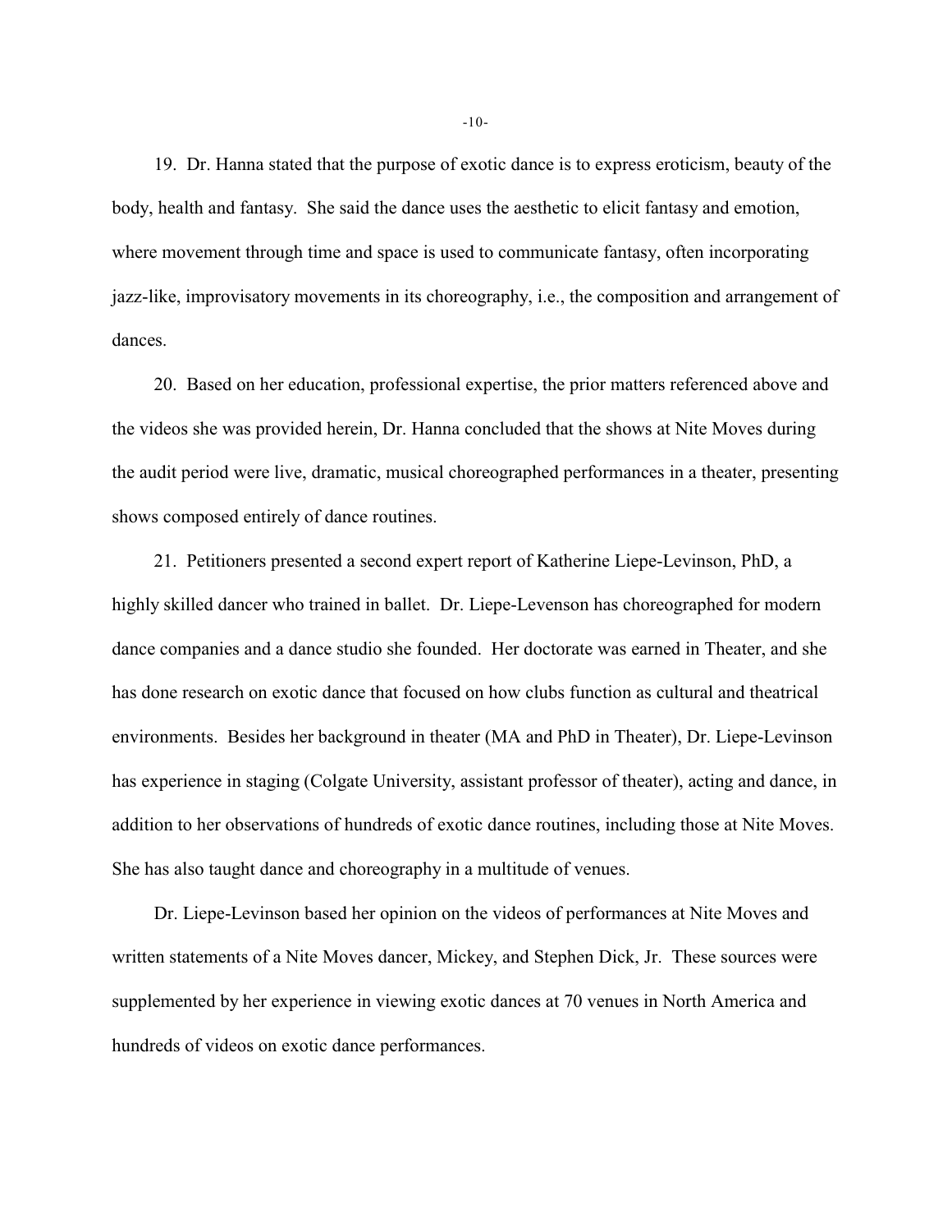19. Dr. Hanna stated that the purpose of exotic dance is to express eroticism, beauty of the body, health and fantasy. She said the dance uses the aesthetic to elicit fantasy and emotion, where movement through time and space is used to communicate fantasy, often incorporating jazz-like, improvisatory movements in its choreography, i.e., the composition and arrangement of dances.

20. Based on her education, professional expertise, the prior matters referenced above and the videos she was provided herein, Dr. Hanna concluded that the shows at Nite Moves during the audit period were live, dramatic, musical choreographed performances in a theater, presenting shows composed entirely of dance routines.

21. Petitioners presented a second expert report of Katherine Liepe-Levinson, PhD, a highly skilled dancer who trained in ballet. Dr. Liepe-Levenson has choreographed for modern dance companies and a dance studio she founded. Her doctorate was earned in Theater, and she has done research on exotic dance that focused on how clubs function as cultural and theatrical environments. Besides her background in theater (MA and PhD in Theater), Dr. Liepe-Levinson has experience in staging (Colgate University, assistant professor of theater), acting and dance, in addition to her observations of hundreds of exotic dance routines, including those at Nite Moves. She has also taught dance and choreography in a multitude of venues.

Dr. Liepe-Levinson based her opinion on the videos of performances at Nite Moves and written statements of a Nite Moves dancer, Mickey, and Stephen Dick, Jr. These sources were supplemented by her experience in viewing exotic dances at 70 venues in North America and hundreds of videos on exotic dance performances.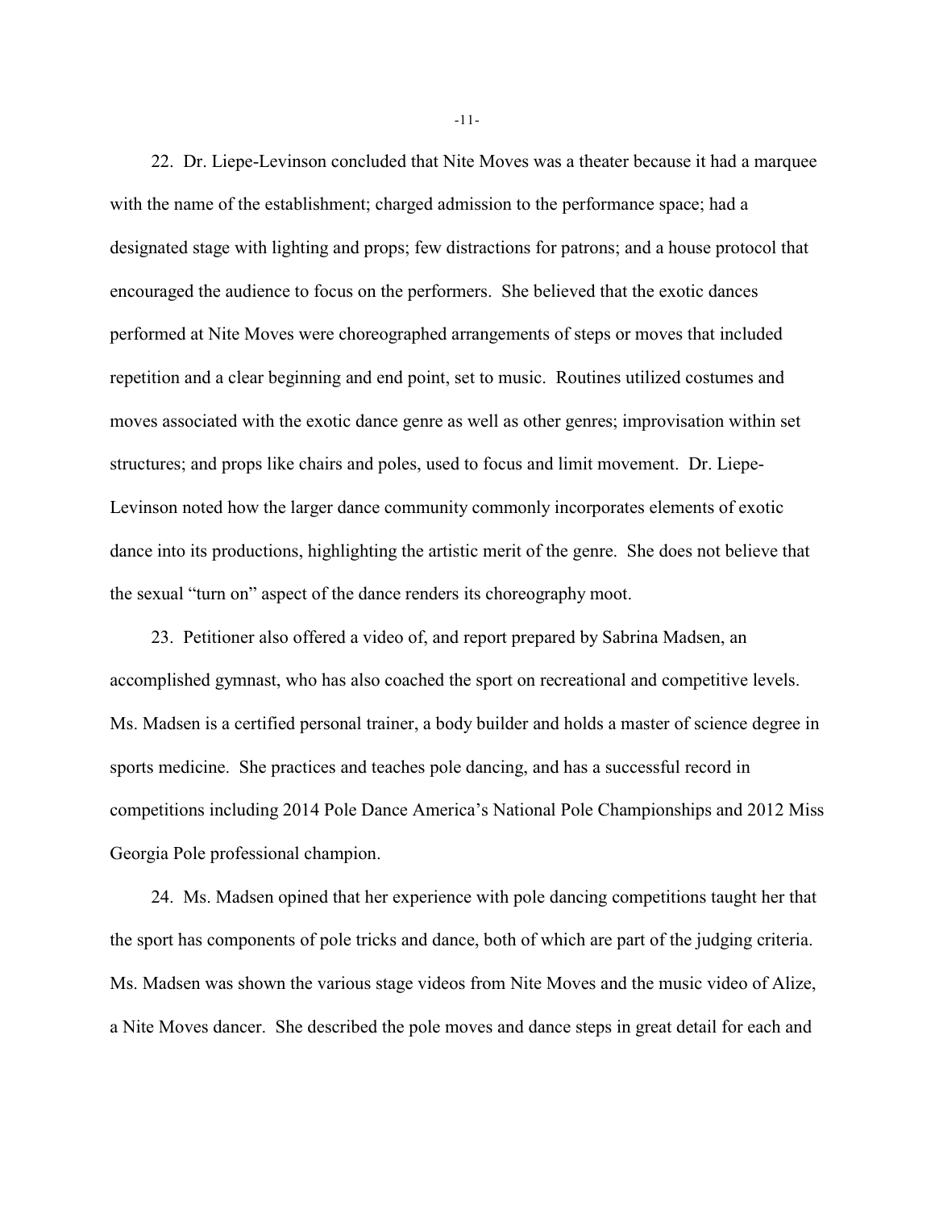22. Dr. Liepe-Levinson concluded that Nite Moves was a theater because it had a marquee with the name of the establishment; charged admission to the performance space; had a designated stage with lighting and props; few distractions for patrons; and a house protocol that encouraged the audience to focus on the performers. She believed that the exotic dances performed at Nite Moves were choreographed arrangements of steps or moves that included repetition and a clear beginning and end point, set to music. Routines utilized costumes and moves associated with the exotic dance genre as well as other genres; improvisation within set structures; and props like chairs and poles, used to focus and limit movement. Dr. Liepe-Levinson noted how the larger dance community commonly incorporates elements of exotic dance into its productions, highlighting the artistic merit of the genre. She does not believe that the sexual "turn on" aspect of the dance renders its choreography moot.

23. Petitioner also offered a video of, and report prepared by Sabrina Madsen, an accomplished gymnast, who has also coached the sport on recreational and competitive levels. Ms. Madsen is a certified personal trainer, a body builder and holds a master of science degree in sports medicine. She practices and teaches pole dancing, and has a successful record in competitions including 2014 Pole Dance America's National Pole Championships and 2012 Miss Georgia Pole professional champion.

24. Ms. Madsen opined that her experience with pole dancing competitions taught her that the sport has components of pole tricks and dance, both of which are part of the judging criteria. Ms. Madsen was shown the various stage videos from Nite Moves and the music video of Alize, a Nite Moves dancer. She described the pole moves and dance steps in great detail for each and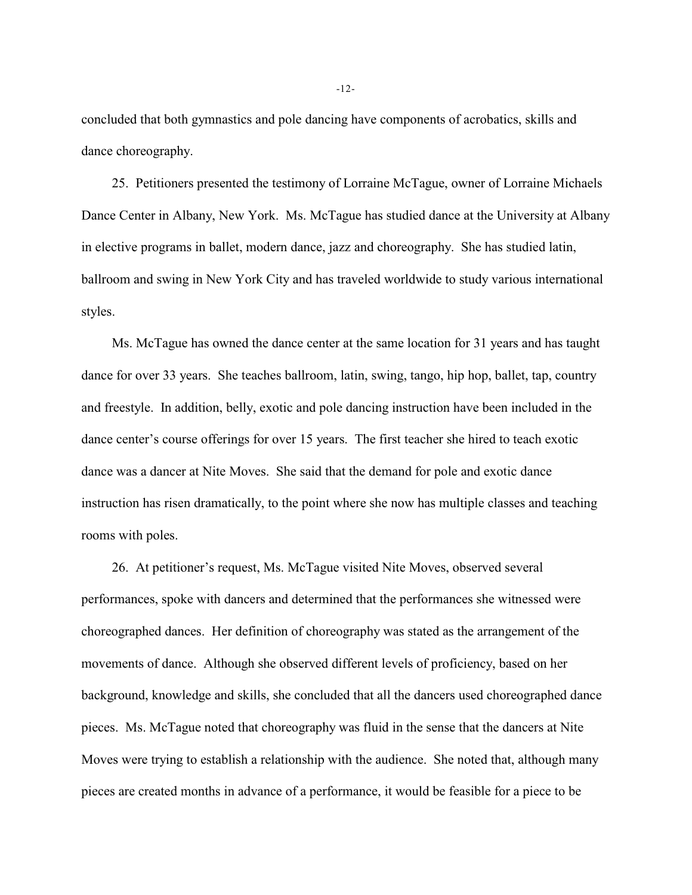concluded that both gymnastics and pole dancing have components of acrobatics, skills and dance choreography.

25. Petitioners presented the testimony of Lorraine McTague, owner of Lorraine Michaels Dance Center in Albany, New York. Ms. McTague has studied dance at the University at Albany in elective programs in ballet, modern dance, jazz and choreography. She has studied latin, ballroom and swing in New York City and has traveled worldwide to study various international styles.

Ms. McTague has owned the dance center at the same location for 31 years and has taught dance for over 33 years. She teaches ballroom, latin, swing, tango, hip hop, ballet, tap, country and freestyle. In addition, belly, exotic and pole dancing instruction have been included in the dance center's course offerings for over 15 years. The first teacher she hired to teach exotic dance was a dancer at Nite Moves. She said that the demand for pole and exotic dance instruction has risen dramatically, to the point where she now has multiple classes and teaching rooms with poles.

26. At petitioner's request, Ms. McTague visited Nite Moves, observed several performances, spoke with dancers and determined that the performances she witnessed were choreographed dances. Her definition of choreography was stated as the arrangement of the movements of dance. Although she observed different levels of proficiency, based on her background, knowledge and skills, she concluded that all the dancers used choreographed dance pieces. Ms. McTague noted that choreography was fluid in the sense that the dancers at Nite Moves were trying to establish a relationship with the audience. She noted that, although many pieces are created months in advance of a performance, it would be feasible for a piece to be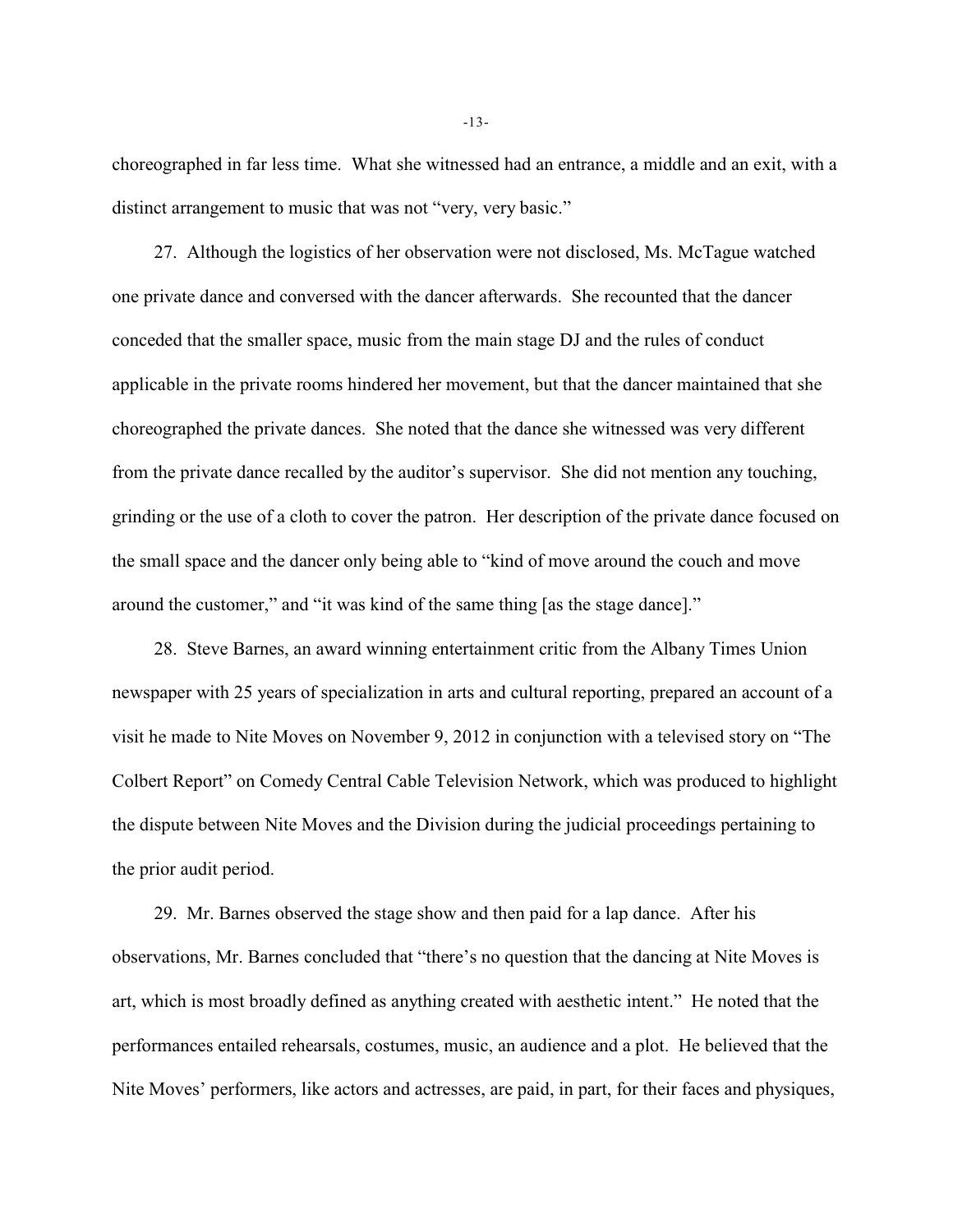choreographed in far less time. What she witnessed had an entrance, a middle and an exit, with a distinct arrangement to music that was not "very, very basic."

27. Although the logistics of her observation were not disclosed, Ms. McTague watched one private dance and conversed with the dancer afterwards. She recounted that the dancer conceded that the smaller space, music from the main stage DJ and the rules of conduct applicable in the private rooms hindered her movement, but that the dancer maintained that she choreographed the private dances. She noted that the dance she witnessed was very different from the private dance recalled by the auditor's supervisor. She did not mention any touching, grinding or the use of a cloth to cover the patron. Her description of the private dance focused on the small space and the dancer only being able to "kind of move around the couch and move around the customer," and "it was kind of the same thing [as the stage dance]."

28. Steve Barnes, an award winning entertainment critic from the Albany Times Union newspaper with 25 years of specialization in arts and cultural reporting, prepared an account of a visit he made to Nite Moves on November 9, 2012 in conjunction with a televised story on "The Colbert Report" on Comedy Central Cable Television Network, which was produced to highlight the dispute between Nite Moves and the Division during the judicial proceedings pertaining to the prior audit period.

29. Mr. Barnes observed the stage show and then paid for a lap dance. After his observations, Mr. Barnes concluded that "there's no question that the dancing at Nite Moves is art, which is most broadly defined as anything created with aesthetic intent." He noted that the performances entailed rehearsals, costumes, music, an audience and a plot. He believed that the Nite Moves' performers, like actors and actresses, are paid, in part, for their faces and physiques,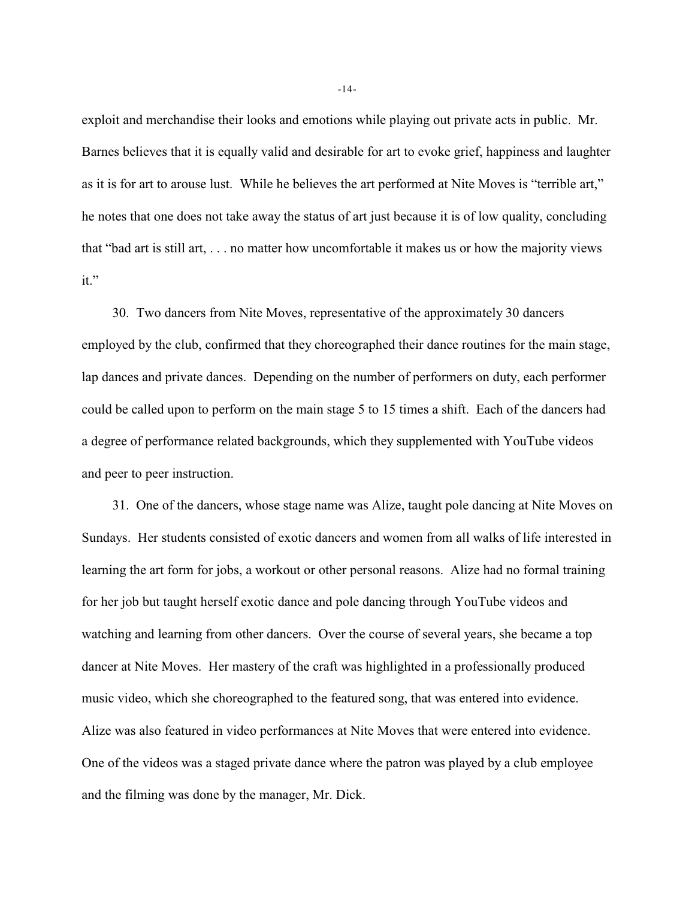exploit and merchandise their looks and emotions while playing out private acts in public. Mr. Barnes believes that it is equally valid and desirable for art to evoke grief, happiness and laughter as it is for art to arouse lust. While he believes the art performed at Nite Moves is "terrible art," he notes that one does not take away the status of art just because it is of low quality, concluding that "bad art is still art, . . . no matter how uncomfortable it makes us or how the majority views it."

30. Two dancers from Nite Moves, representative of the approximately 30 dancers employed by the club, confirmed that they choreographed their dance routines for the main stage, lap dances and private dances. Depending on the number of performers on duty, each performer could be called upon to perform on the main stage 5 to 15 times a shift. Each of the dancers had a degree of performance related backgrounds, which they supplemented with YouTube videos and peer to peer instruction.

31. One of the dancers, whose stage name was Alize, taught pole dancing at Nite Moves on Sundays. Her students consisted of exotic dancers and women from all walks of life interested in learning the art form for jobs, a workout or other personal reasons. Alize had no formal training for her job but taught herself exotic dance and pole dancing through YouTube videos and watching and learning from other dancers. Over the course of several years, she became a top dancer at Nite Moves. Her mastery of the craft was highlighted in a professionally produced music video, which she choreographed to the featured song, that was entered into evidence. Alize was also featured in video performances at Nite Moves that were entered into evidence. One of the videos was a staged private dance where the patron was played by a club employee and the filming was done by the manager, Mr. Dick.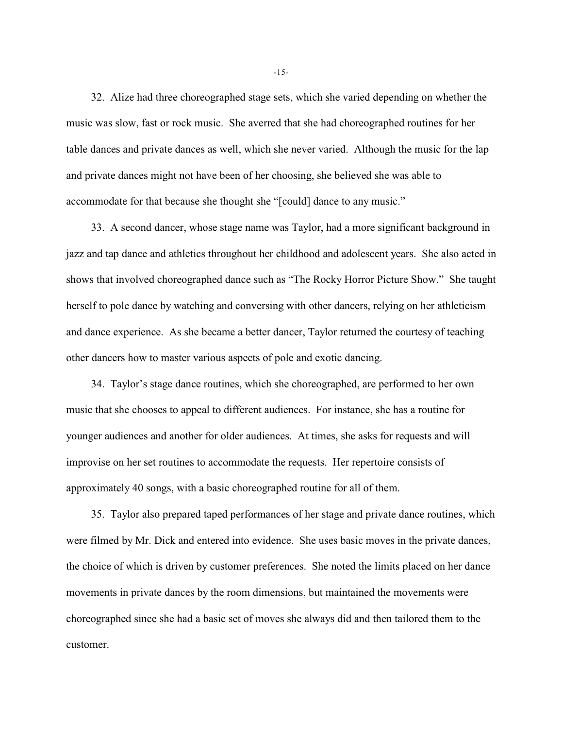32. Alize had three choreographed stage sets, which she varied depending on whether the music was slow, fast or rock music. She averred that she had choreographed routines for her table dances and private dances as well, which she never varied. Although the music for the lap and private dances might not have been of her choosing, she believed she was able to accommodate for that because she thought she "[could] dance to any music."

33. A second dancer, whose stage name was Taylor, had a more significant background in jazz and tap dance and athletics throughout her childhood and adolescent years. She also acted in shows that involved choreographed dance such as "The Rocky Horror Picture Show." She taught herself to pole dance by watching and conversing with other dancers, relying on her athleticism and dance experience. As she became a better dancer, Taylor returned the courtesy of teaching other dancers how to master various aspects of pole and exotic dancing.

34. Taylor's stage dance routines, which she choreographed, are performed to her own music that she chooses to appeal to different audiences. For instance, she has a routine for younger audiences and another for older audiences. At times, she asks for requests and will improvise on her set routines to accommodate the requests. Her repertoire consists of approximately 40 songs, with a basic choreographed routine for all of them.

35. Taylor also prepared taped performances of her stage and private dance routines, which were filmed by Mr. Dick and entered into evidence. She uses basic moves in the private dances, the choice of which is driven by customer preferences. She noted the limits placed on her dance movements in private dances by the room dimensions, but maintained the movements were choreographed since she had a basic set of moves she always did and then tailored them to the customer.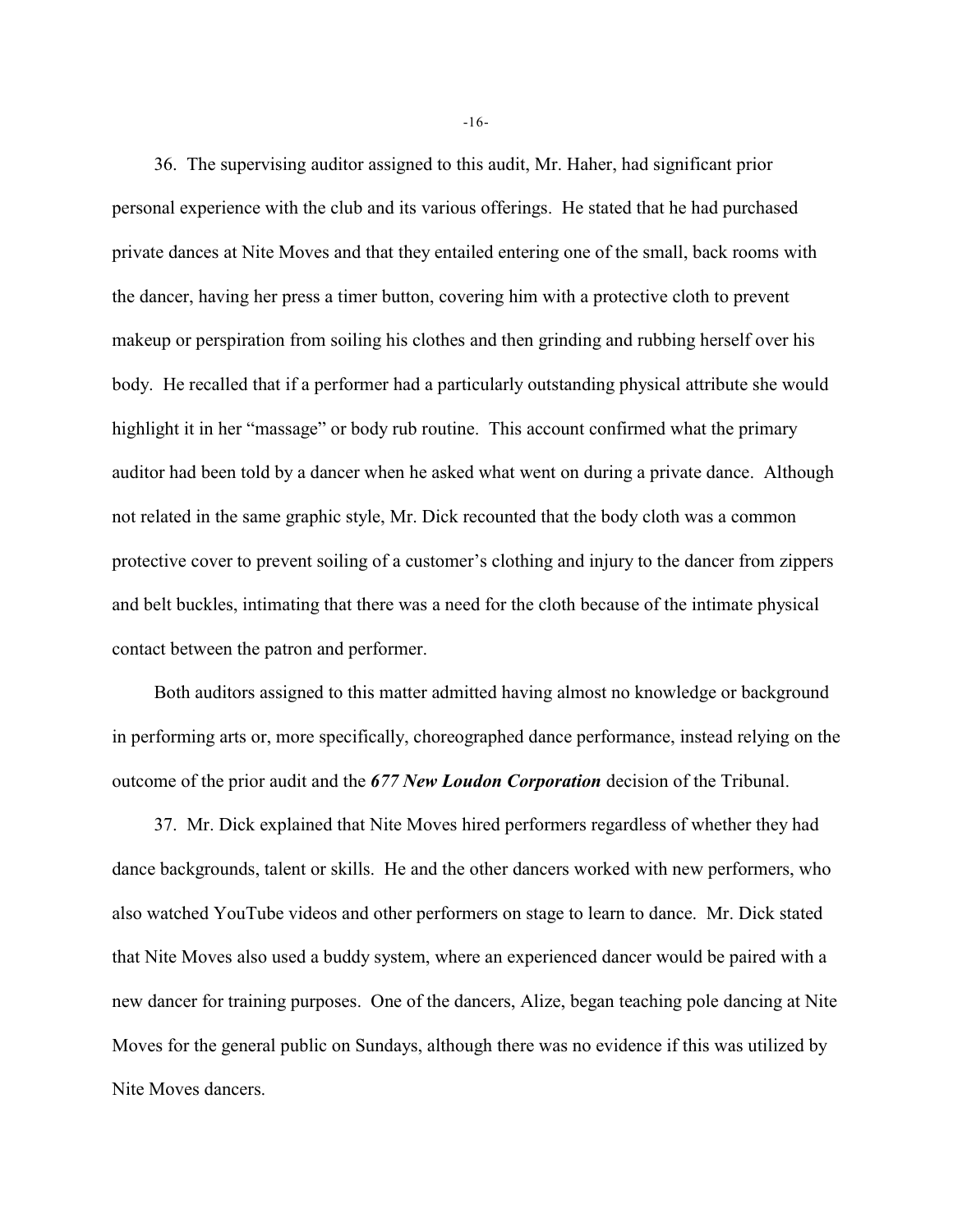36. The supervising auditor assigned to this audit, Mr. Haher, had significant prior personal experience with the club and its various offerings. He stated that he had purchased private dances at Nite Moves and that they entailed entering one of the small, back rooms with the dancer, having her press a timer button, covering him with a protective cloth to prevent makeup or perspiration from soiling his clothes and then grinding and rubbing herself over his body. He recalled that if a performer had a particularly outstanding physical attribute she would highlight it in her "massage" or body rub routine. This account confirmed what the primary auditor had been told by a dancer when he asked what went on during a private dance. Although not related in the same graphic style, Mr. Dick recounted that the body cloth was a common protective cover to prevent soiling of a customer's clothing and injury to the dancer from zippers and belt buckles, intimating that there was a need for the cloth because of the intimate physical contact between the patron and performer.

Both auditors assigned to this matter admitted having almost no knowledge or background in performing arts or, more specifically, choreographed dance performance, instead relying on the outcome of the prior audit and the ***677 New Loudon Corporation*** decision of the Tribunal.

37. Mr. Dick explained that Nite Moves hired performers regardless of whether they had dance backgrounds, talent or skills. He and the other dancers worked with new performers, who also watched YouTube videos and other performers on stage to learn to dance. Mr. Dick stated that Nite Moves also used a buddy system, where an experienced dancer would be paired with a new dancer for training purposes. One of the dancers, Alize, began teaching pole dancing at Nite Moves for the general public on Sundays, although there was no evidence if this was utilized by Nite Moves dancers.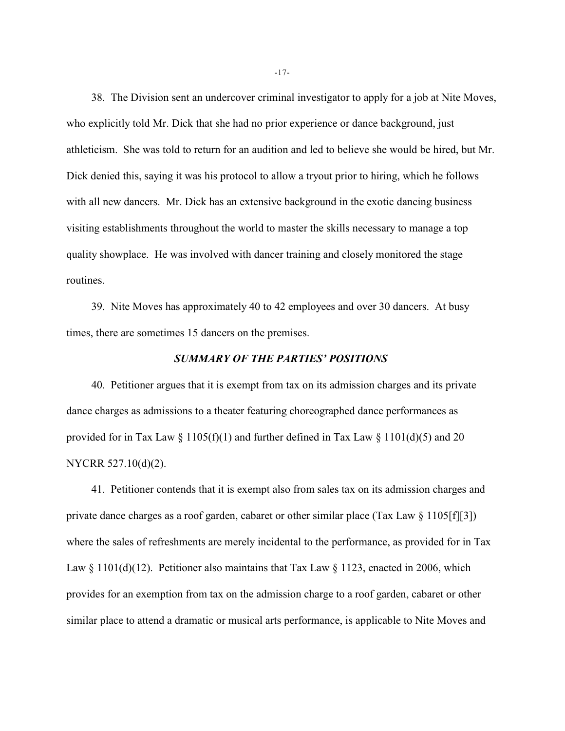38. The Division sent an undercover criminal investigator to apply for a job at Nite Moves, who explicitly told Mr. Dick that she had no prior experience or dance background, just athleticism. She was told to return for an audition and led to believe she would be hired, but Mr. Dick denied this, saying it was his protocol to allow a tryout prior to hiring, which he follows with all new dancers. Mr. Dick has an extensive background in the exotic dancing business visiting establishments throughout the world to master the skills necessary to manage a top quality showplace. He was involved with dancer training and closely monitored the stage routines.

39. Nite Moves has approximately 40 to 42 employees and over 30 dancers. At busy times, there are sometimes 15 dancers on the premises.

### *SUMMARY OF THE PARTIES' POSITIONS*

40. Petitioner argues that it is exempt from tax on its admission charges and its private dance charges as admissions to a theater featuring choreographed dance performances as provided for in Tax Law § 1105(f)(1) and further defined in Tax Law § 1101(d)(5) and 20 NYCRR 527.10(d)(2).

41. Petitioner contends that it is exempt also from sales tax on its admission charges and private dance charges as a roof garden, cabaret or other similar place (Tax Law § 1105[f][3]) where the sales of refreshments are merely incidental to the performance, as provided for in Tax Law § 1101(d)(12). Petitioner also maintains that Tax Law § 1123, enacted in 2006, which provides for an exemption from tax on the admission charge to a roof garden, cabaret or other similar place to attend a dramatic or musical arts performance, is applicable to Nite Moves and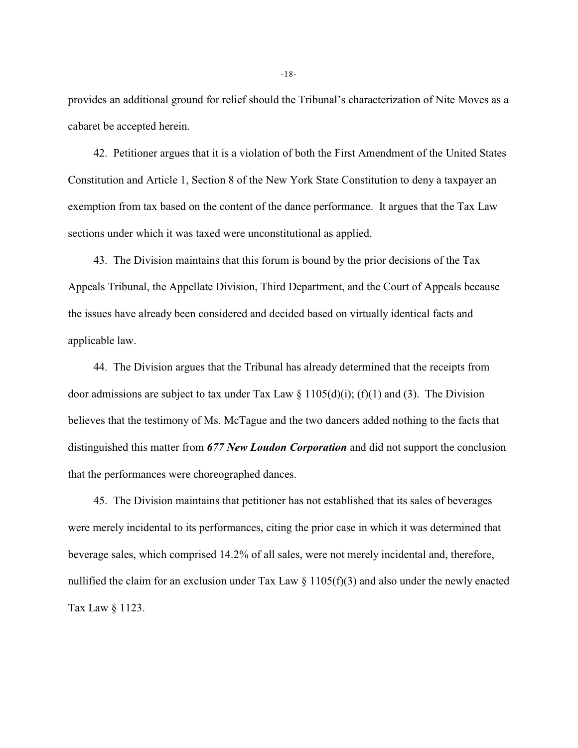provides an additional ground for relief should the Tribunal's characterization of Nite Moves as a cabaret be accepted herein.

42. Petitioner argues that it is a violation of both the First Amendment of the United States Constitution and Article 1, Section 8 of the New York State Constitution to deny a taxpayer an exemption from tax based on the content of the dance performance. It argues that the Tax Law sections under which it was taxed were unconstitutional as applied.

43. The Division maintains that this forum is bound by the prior decisions of the Tax Appeals Tribunal, the Appellate Division, Third Department, and the Court of Appeals because the issues have already been considered and decided based on virtually identical facts and applicable law.

44. The Division argues that the Tribunal has already determined that the receipts from door admissions are subject to tax under Tax Law § 1105(d)(i); (f)(1) and (3). The Division believes that the testimony of Ms. McTague and the two dancers added nothing to the facts that distinguished this matter from ***677 New Loudon Corporation*** and did not support the conclusion that the performances were choreographed dances.

45. The Division maintains that petitioner has not established that its sales of beverages were merely incidental to its performances, citing the prior case in which it was determined that beverage sales, which comprised 14.2% of all sales, were not merely incidental and, therefore, nullified the claim for an exclusion under Tax Law § 1105(f)(3) and also under the newly enacted Tax Law § 1123.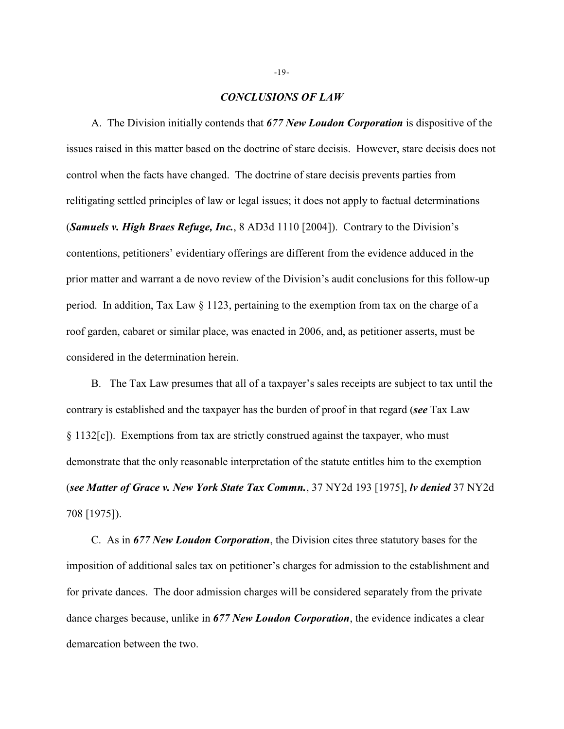## *CONCLUSIONS OF LAW*

A. The Division initially contends that ***677 New Loudon Corporation*** is dispositive of the issues raised in this matter based on the doctrine of stare decisis. However, stare decisis does not control when the facts have changed. The doctrine of stare decisis prevents parties from relitigating settled principles of law or legal issues; it does not apply to factual determinations (***Samuels v. High Braes Refuge, Inc.***, 8 AD3d 1110 [2004]). Contrary to the Division's contentions, petitioners' evidentiary offerings are different from the evidence adduced in the prior matter and warrant a de novo review of the Division's audit conclusions for this follow-up period. In addition, Tax Law § 1123, pertaining to the exemption from tax on the charge of a roof garden, cabaret or similar place, was enacted in 2006, and, as petitioner asserts, must be considered in the determination herein.

B. The Tax Law presumes that all of a taxpayer's sales receipts are subject to tax until the contrary is established and the taxpayer has the burden of proof in that regard (***see*** Tax Law § 1132[c]). Exemptions from tax are strictly construed against the taxpayer, who must demonstrate that the only reasonable interpretation of the statute entitles him to the exemption (***see Matter of Grace v. New York State Tax Commn.***, 37 NY2d 193 [1975], ***lv denied*** 37 NY2d 708 [1975]).

C. As in ***677 New Loudon Corporation***, the Division cites three statutory bases for the imposition of additional sales tax on petitioner's charges for admission to the establishment and for private dances. The door admission charges will be considered separately from the private dance charges because, unlike in ***677 New Loudon Corporation***, the evidence indicates a clear demarcation between the two.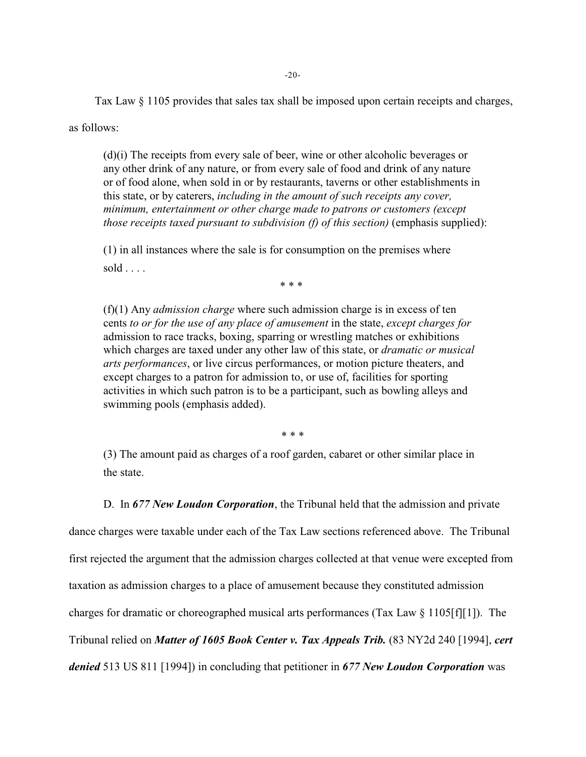Tax Law § 1105 provides that sales tax shall be imposed upon certain receipts and charges, as follows:

> (d)(i) The receipts from every sale of beer, wine or other alcoholic beverages or any other drink of any nature, or from every sale of food and drink of any nature or of food alone, when sold in or by restaurants, taverns or other establishments in this state, or by caterers, *including in the amount of such receipts any cover, minimum, entertainment or other charge made to patrons or customers (except those receipts taxed pursuant to subdivision (f) of this section)* (emphasis supplied):
>
> (1) in all instances where the sale is for consumption on the premises where sold . . . .
>
> \* \* \*
>
> (f)(1) Any *admission charge* where such admission charge is in excess of ten cents *to or for the use of any place of amusement* in the state, *except charges for* admission to race tracks, boxing, sparring or wrestling matches or exhibitions which charges are taxed under any other law of this state, or *dramatic or musical arts performances*, or live circus performances, or motion picture theaters, and except charges to a patron for admission to, or use of, facilities for sporting activities in which such patron is to be a participant, such as bowling alleys and swimming pools (emphasis added).
>
> \* \* \*
>
> (3) The amount paid as charges of a roof garden, cabaret or other similar place in the state.

D. In ***677 New Loudon Corporation***, the Tribunal held that the admission and private dance charges were taxable under each of the Tax Law sections referenced above. The Tribunal first rejected the argument that the admission charges collected at that venue were excepted from taxation as admission charges to a place of amusement because they constituted admission charges for dramatic or choreographed musical arts performances (Tax Law § 1105[f][1]). The Tribunal relied on ***Matter of 1605 Book Center v. Tax Appeals Trib.*** (83 NY2d 240 [1994], ***cert denied*** 513 US 811 [1994]) in concluding that petitioner in ***677 New Loudon Corporation*** was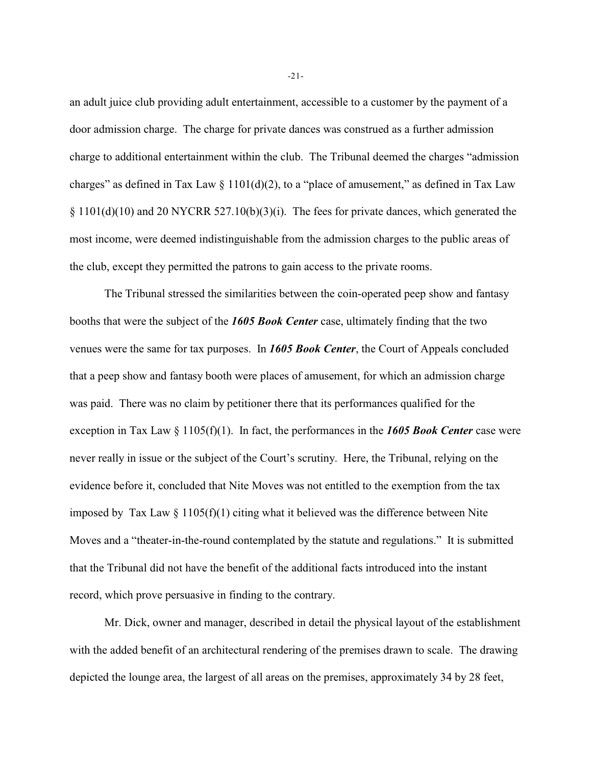an adult juice club providing adult entertainment, accessible to a customer by the payment of a door admission charge. The charge for private dances was construed as a further admission charge to additional entertainment within the club. The Tribunal deemed the charges "admission charges" as defined in Tax Law § 1101(d)(2), to a "place of amusement," as defined in Tax Law § 1101(d)(10) and 20 NYCRR 527.10(b)(3)(i). The fees for private dances, which generated the most income, were deemed indistinguishable from the admission charges to the public areas of the club, except they permitted the patrons to gain access to the private rooms.

The Tribunal stressed the similarities between the coin-operated peep show and fantasy booths that were the subject of the ***1605 Book Center*** case, ultimately finding that the two venues were the same for tax purposes. In ***1605 Book Center***, the Court of Appeals concluded that a peep show and fantasy booth were places of amusement, for which an admission charge was paid. There was no claim by petitioner there that its performances qualified for the exception in Tax Law § 1105(f)(1). In fact, the performances in the ***1605 Book Center*** case were never really in issue or the subject of the Court's scrutiny. Here, the Tribunal, relying on the evidence before it, concluded that Nite Moves was not entitled to the exemption from the tax imposed by Tax Law § 1105(f)(1) citing what it believed was the difference between Nite Moves and a "theater-in-the-round contemplated by the statute and regulations." It is submitted that the Tribunal did not have the benefit of the additional facts introduced into the instant record, which prove persuasive in finding to the contrary.

Mr. Dick, owner and manager, described in detail the physical layout of the establishment with the added benefit of an architectural rendering of the premises drawn to scale. The drawing depicted the lounge area, the largest of all areas on the premises, approximately 34 by 28 feet,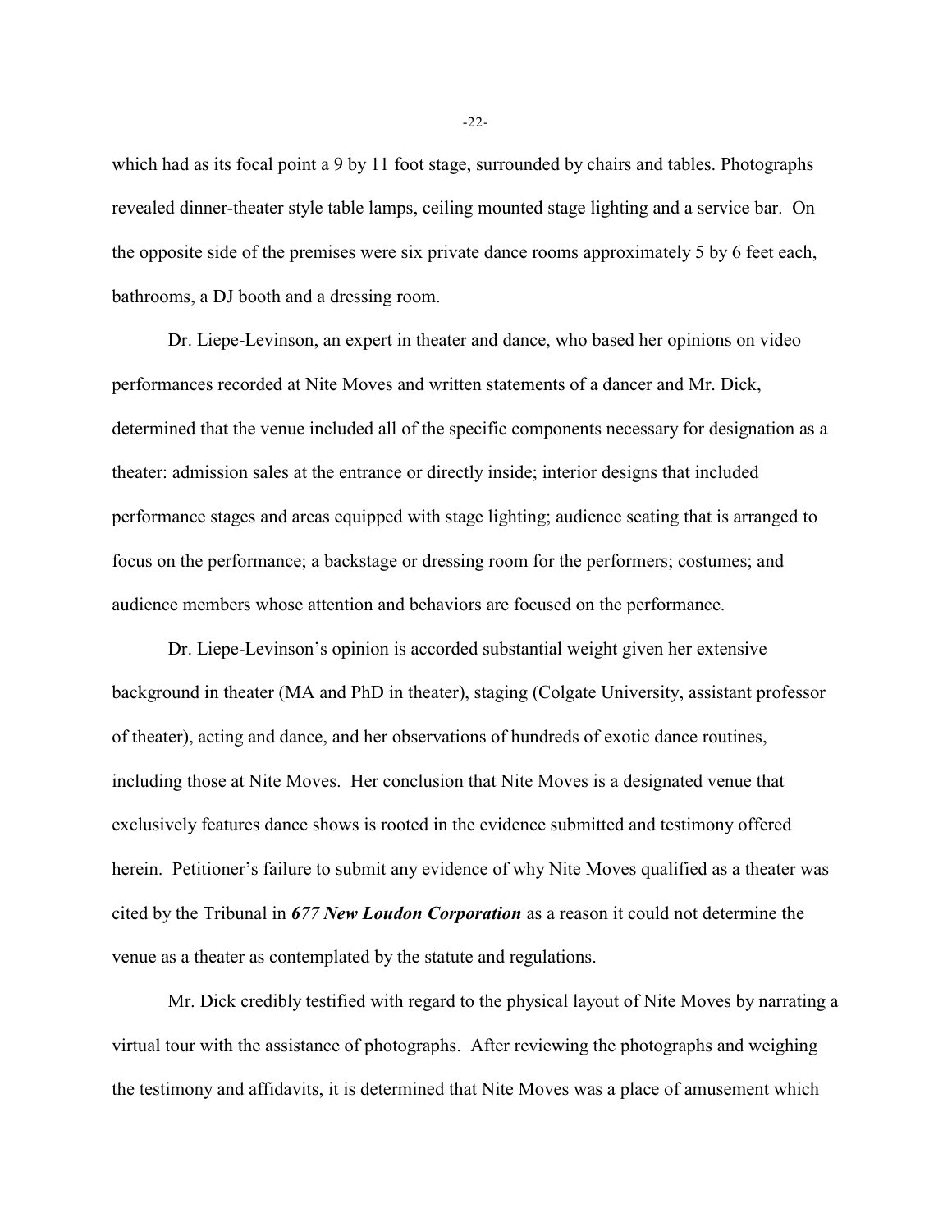which had as its focal point a 9 by 11 foot stage, surrounded by chairs and tables. Photographs revealed dinner-theater style table lamps, ceiling mounted stage lighting and a service bar. On the opposite side of the premises were six private dance rooms approximately 5 by 6 feet each, bathrooms, a DJ booth and a dressing room.

Dr. Liepe-Levinson, an expert in theater and dance, who based her opinions on video performances recorded at Nite Moves and written statements of a dancer and Mr. Dick, determined that the venue included all of the specific components necessary for designation as a theater: admission sales at the entrance or directly inside; interior designs that included performance stages and areas equipped with stage lighting; audience seating that is arranged to focus on the performance; a backstage or dressing room for the performers; costumes; and audience members whose attention and behaviors are focused on the performance.

Dr. Liepe-Levinson's opinion is accorded substantial weight given her extensive background in theater (MA and PhD in theater), staging (Colgate University, assistant professor of theater), acting and dance, and her observations of hundreds of exotic dance routines, including those at Nite Moves. Her conclusion that Nite Moves is a designated venue that exclusively features dance shows is rooted in the evidence submitted and testimony offered herein. Petitioner's failure to submit any evidence of why Nite Moves qualified as a theater was cited by the Tribunal in ***677 New Loudon Corporation*** as a reason it could not determine the venue as a theater as contemplated by the statute and regulations.

Mr. Dick credibly testified with regard to the physical layout of Nite Moves by narrating a virtual tour with the assistance of photographs. After reviewing the photographs and weighing the testimony and affidavits, it is determined that Nite Moves was a place of amusement which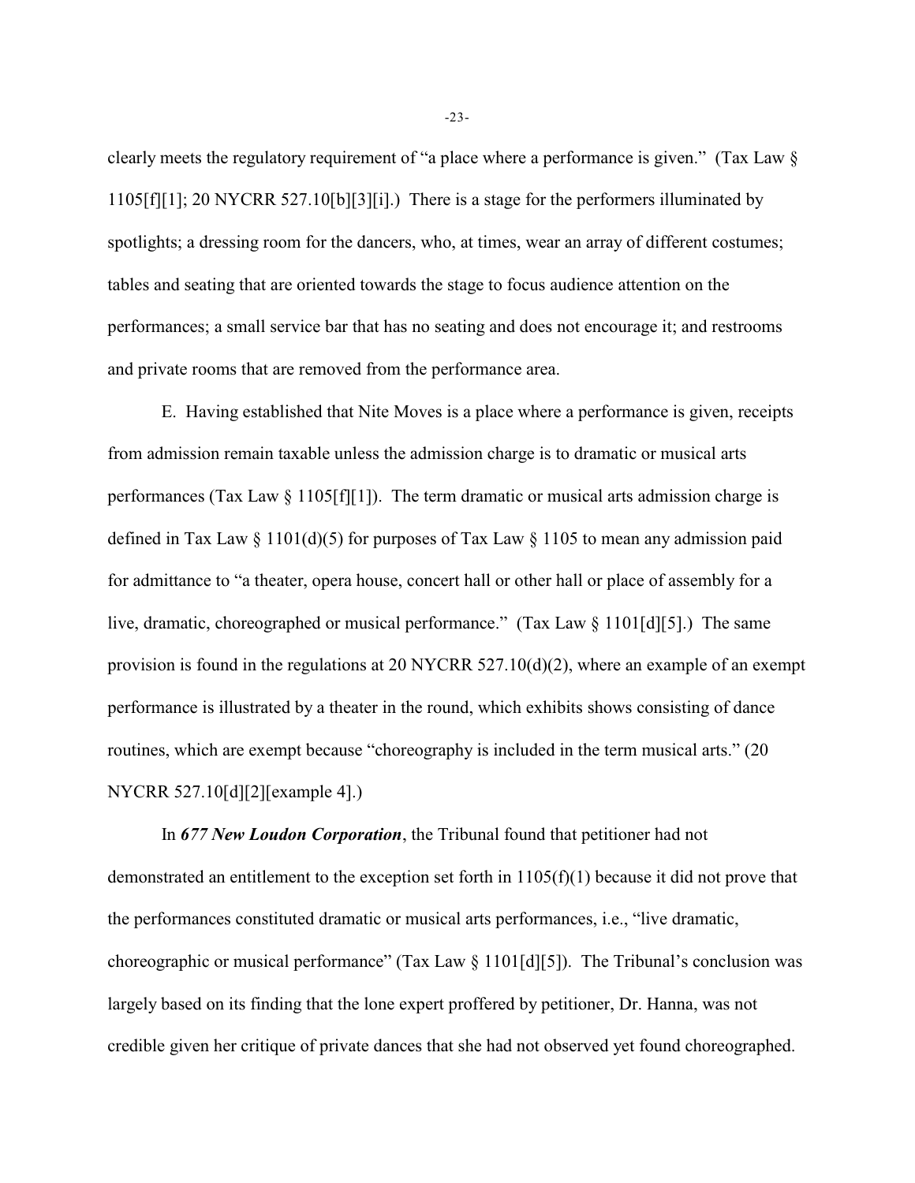clearly meets the regulatory requirement of "a place where a performance is given." (Tax Law § 1105[f][1]; 20 NYCRR 527.10[b][3][i].) There is a stage for the performers illuminated by spotlights; a dressing room for the dancers, who, at times, wear an array of different costumes; tables and seating that are oriented towards the stage to focus audience attention on the performances; a small service bar that has no seating and does not encourage it; and restrooms and private rooms that are removed from the performance area.

E. Having established that Nite Moves is a place where a performance is given, receipts from admission remain taxable unless the admission charge is to dramatic or musical arts performances (Tax Law § 1105[f][1]). The term dramatic or musical arts admission charge is defined in Tax Law § 1101(d)(5) for purposes of Tax Law § 1105 to mean any admission paid for admittance to "a theater, opera house, concert hall or other hall or place of assembly for a live, dramatic, choreographed or musical performance." (Tax Law § 1101[d][5].) The same provision is found in the regulations at 20 NYCRR 527.10(d)(2), where an example of an exempt performance is illustrated by a theater in the round, which exhibits shows consisting of dance routines, which are exempt because "choreography is included in the term musical arts." (20 NYCRR 527.10[d][2][example 4].)

In ***677 New Loudon Corporation***, the Tribunal found that petitioner had not demonstrated an entitlement to the exception set forth in 1105(f)(1) because it did not prove that the performances constituted dramatic or musical arts performances, i.e., "live dramatic, choreographic or musical performance" (Tax Law § 1101[d][5]). The Tribunal's conclusion was largely based on its finding that the lone expert proffered by petitioner, Dr. Hanna, was not credible given her critique of private dances that she had not observed yet found choreographed.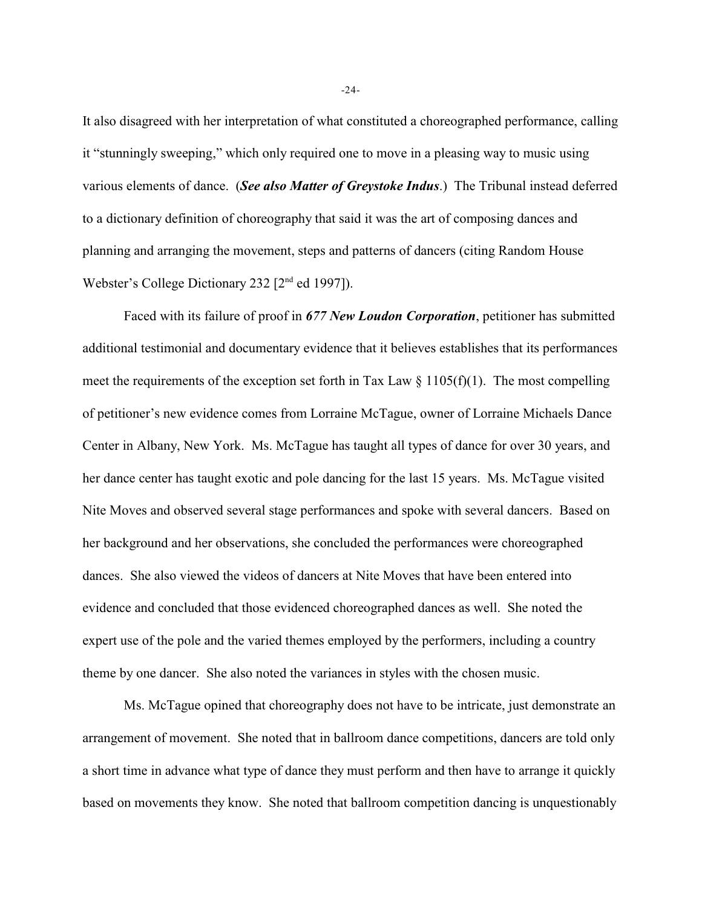It also disagreed with her interpretation of what constituted a choreographed performance, calling it "stunningly sweeping," which only required one to move in a pleasing way to music using various elements of dance. (***See also Matter of Greystoke Indus***.) The Tribunal instead deferred to a dictionary definition of choreography that said it was the art of composing dances and planning and arranging the movement, steps and patterns of dancers (citing Random House Webster's College Dictionary 232 [2nd ed 1997]).

Faced with its failure of proof in ***677 New Loudon Corporation***, petitioner has submitted additional testimonial and documentary evidence that it believes establishes that its performances meet the requirements of the exception set forth in Tax Law § 1105(f)(1). The most compelling of petitioner's new evidence comes from Lorraine McTague, owner of Lorraine Michaels Dance Center in Albany, New York. Ms. McTague has taught all types of dance for over 30 years, and her dance center has taught exotic and pole dancing for the last 15 years. Ms. McTague visited Nite Moves and observed several stage performances and spoke with several dancers. Based on her background and her observations, she concluded the performances were choreographed dances. She also viewed the videos of dancers at Nite Moves that have been entered into evidence and concluded that those evidenced choreographed dances as well. She noted the expert use of the pole and the varied themes employed by the performers, including a country theme by one dancer. She also noted the variances in styles with the chosen music.

Ms. McTague opined that choreography does not have to be intricate, just demonstrate an arrangement of movement. She noted that in ballroom dance competitions, dancers are told only a short time in advance what type of dance they must perform and then have to arrange it quickly based on movements they know. She noted that ballroom competition dancing is unquestionably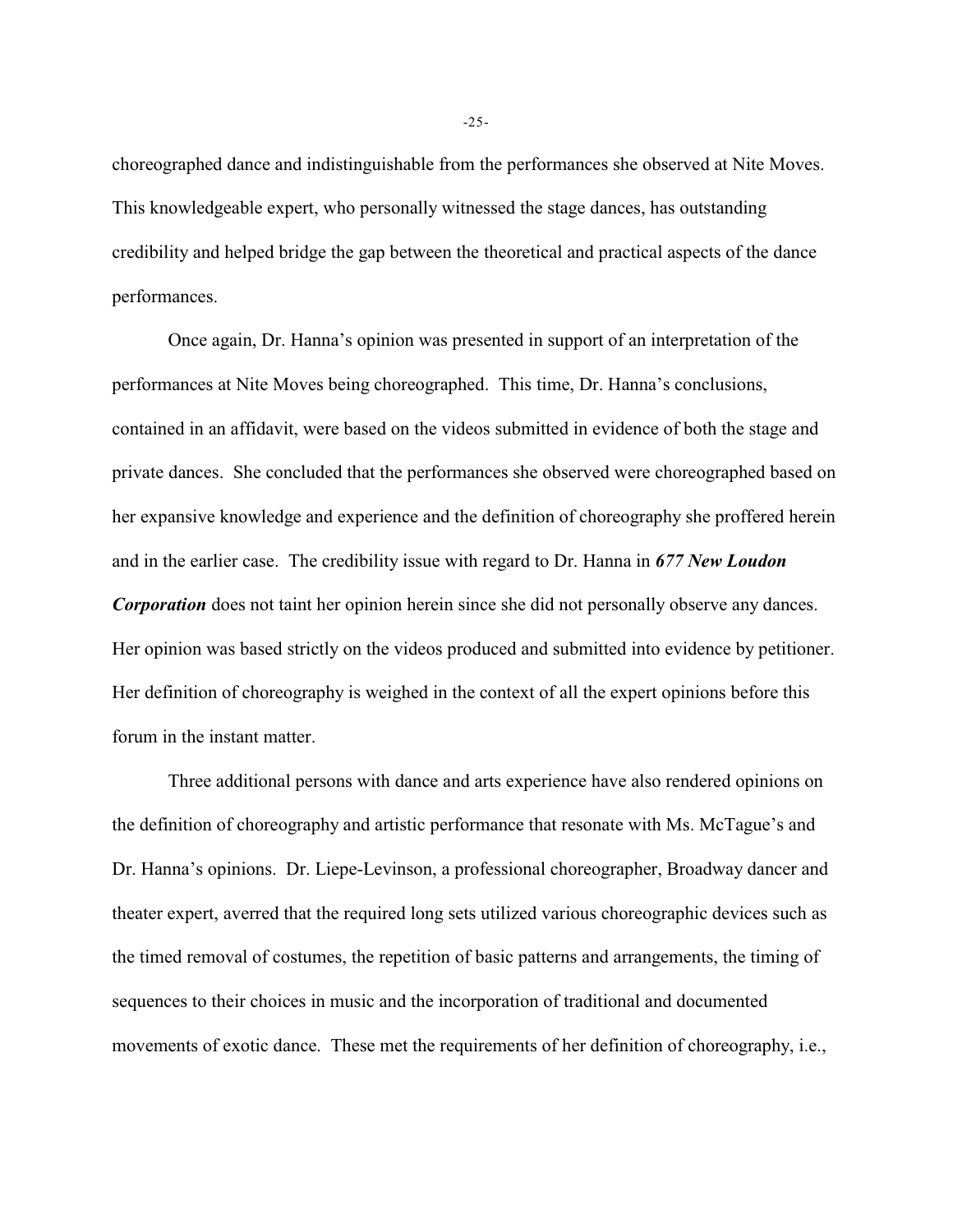choreographed dance and indistinguishable from the performances she observed at Nite Moves. This knowledgeable expert, who personally witnessed the stage dances, has outstanding credibility and helped bridge the gap between the theoretical and practical aspects of the dance performances.

Once again, Dr. Hanna's opinion was presented in support of an interpretation of the performances at Nite Moves being choreographed. This time, Dr. Hanna's conclusions, contained in an affidavit, were based on the videos submitted in evidence of both the stage and private dances. She concluded that the performances she observed were choreographed based on her expansive knowledge and experience and the definition of choreography she proffered herein and in the earlier case. The credibility issue with regard to Dr. Hanna in ***677 New Loudon Corporation*** does not taint her opinion herein since she did not personally observe any dances. Her opinion was based strictly on the videos produced and submitted into evidence by petitioner. Her definition of choreography is weighed in the context of all the expert opinions before this forum in the instant matter.

Three additional persons with dance and arts experience have also rendered opinions on the definition of choreography and artistic performance that resonate with Ms. McTague's and Dr. Hanna's opinions. Dr. Liepe-Levinson, a professional choreographer, Broadway dancer and theater expert, averred that the required long sets utilized various choreographic devices such as the timed removal of costumes, the repetition of basic patterns and arrangements, the timing of sequences to their choices in music and the incorporation of traditional and documented movements of exotic dance. These met the requirements of her definition of choreography, i.e.,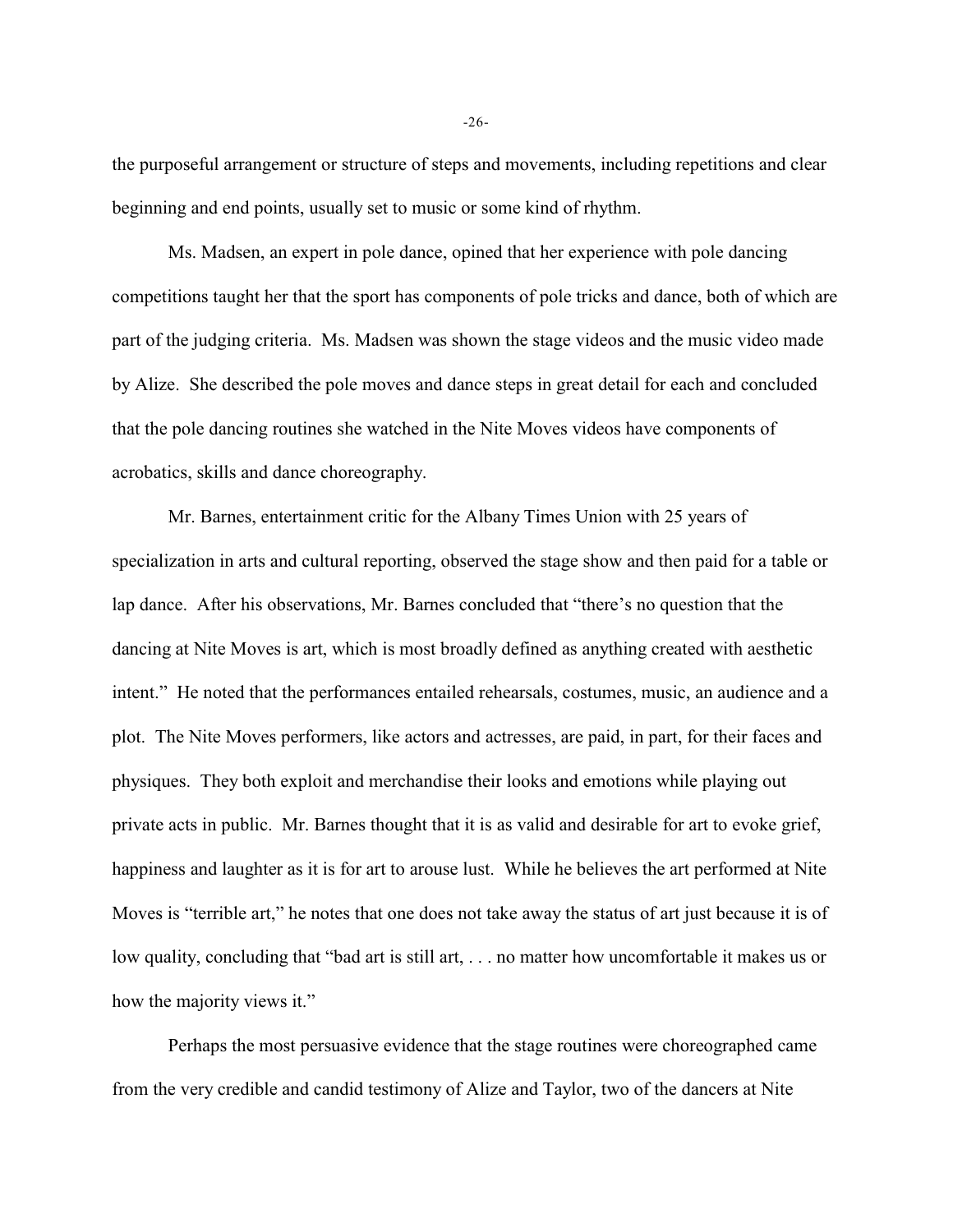the purposeful arrangement or structure of steps and movements, including repetitions and clear beginning and end points, usually set to music or some kind of rhythm.

Ms. Madsen, an expert in pole dance, opined that her experience with pole dancing competitions taught her that the sport has components of pole tricks and dance, both of which are part of the judging criteria. Ms. Madsen was shown the stage videos and the music video made by Alize. She described the pole moves and dance steps in great detail for each and concluded that the pole dancing routines she watched in the Nite Moves videos have components of acrobatics, skills and dance choreography.

Mr. Barnes, entertainment critic for the Albany Times Union with 25 years of specialization in arts and cultural reporting, observed the stage show and then paid for a table or lap dance. After his observations, Mr. Barnes concluded that "there's no question that the dancing at Nite Moves is art, which is most broadly defined as anything created with aesthetic intent." He noted that the performances entailed rehearsals, costumes, music, an audience and a plot. The Nite Moves performers, like actors and actresses, are paid, in part, for their faces and physiques. They both exploit and merchandise their looks and emotions while playing out private acts in public. Mr. Barnes thought that it is as valid and desirable for art to evoke grief, happiness and laughter as it is for art to arouse lust. While he believes the art performed at Nite Moves is "terrible art," he notes that one does not take away the status of art just because it is of low quality, concluding that "bad art is still art, . . . no matter how uncomfortable it makes us or how the majority views it."

Perhaps the most persuasive evidence that the stage routines were choreographed came from the very credible and candid testimony of Alize and Taylor, two of the dancers at Nite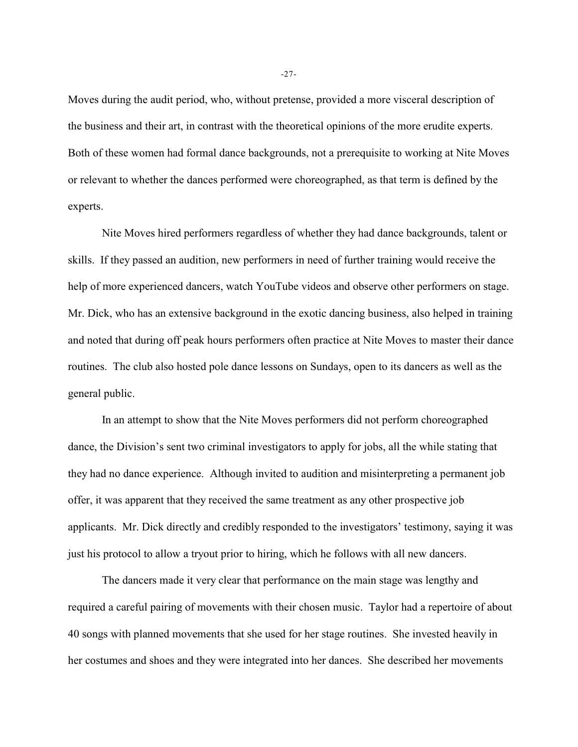Moves during the audit period, who, without pretense, provided a more visceral description of the business and their art, in contrast with the theoretical opinions of the more erudite experts. Both of these women had formal dance backgrounds, not a prerequisite to working at Nite Moves or relevant to whether the dances performed were choreographed, as that term is defined by the experts.

Nite Moves hired performers regardless of whether they had dance backgrounds, talent or skills. If they passed an audition, new performers in need of further training would receive the help of more experienced dancers, watch YouTube videos and observe other performers on stage. Mr. Dick, who has an extensive background in the exotic dancing business, also helped in training and noted that during off peak hours performers often practice at Nite Moves to master their dance routines. The club also hosted pole dance lessons on Sundays, open to its dancers as well as the general public.

In an attempt to show that the Nite Moves performers did not perform choreographed dance, the Division's sent two criminal investigators to apply for jobs, all the while stating that they had no dance experience. Although invited to audition and misinterpreting a permanent job offer, it was apparent that they received the same treatment as any other prospective job applicants. Mr. Dick directly and credibly responded to the investigators' testimony, saying it was just his protocol to allow a tryout prior to hiring, which he follows with all new dancers.

The dancers made it very clear that performance on the main stage was lengthy and required a careful pairing of movements with their chosen music. Taylor had a repertoire of about 40 songs with planned movements that she used for her stage routines. She invested heavily in her costumes and shoes and they were integrated into her dances. She described her movements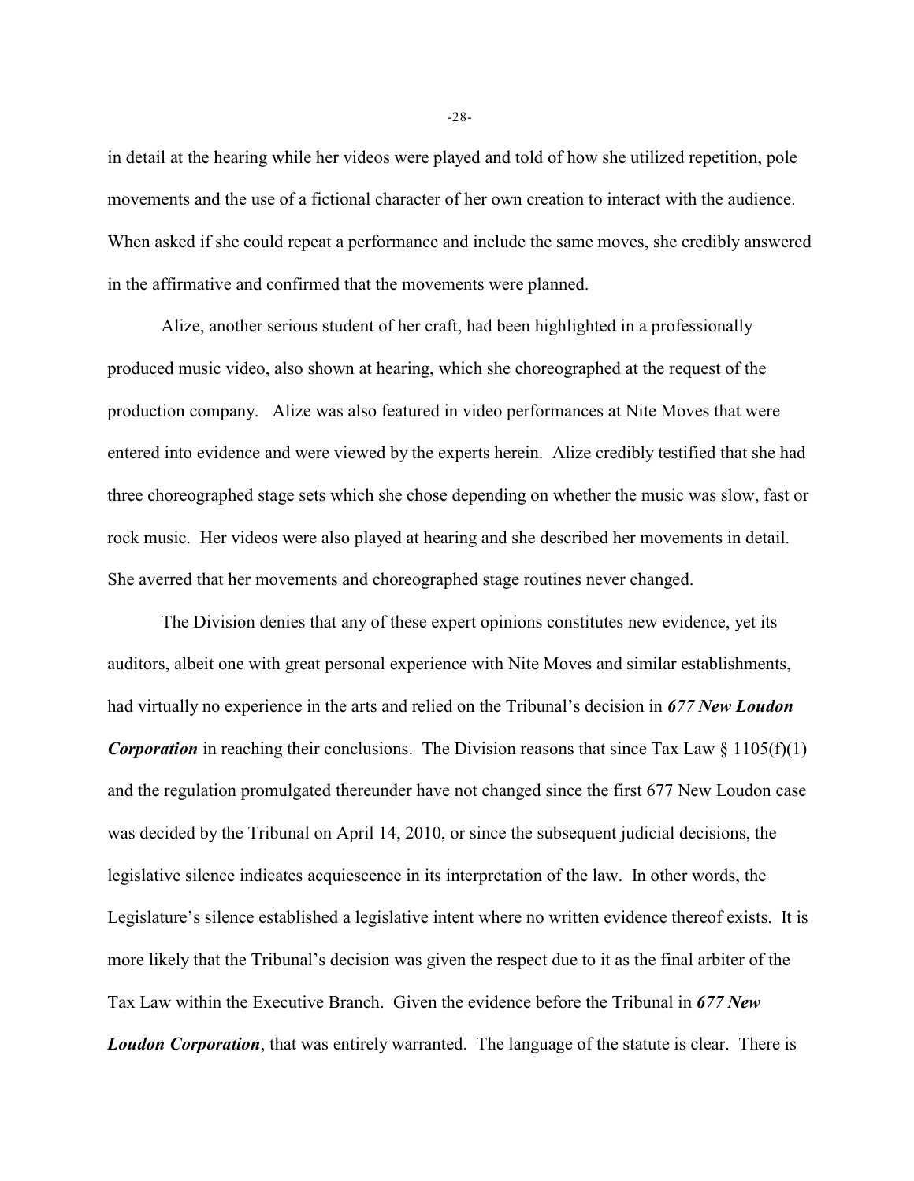in detail at the hearing while her videos were played and told of how she utilized repetition, pole movements and the use of a fictional character of her own creation to interact with the audience. When asked if she could repeat a performance and include the same moves, she credibly answered in the affirmative and confirmed that the movements were planned.

Alize, another serious student of her craft, had been highlighted in a professionally produced music video, also shown at hearing, which she choreographed at the request of the production company. Alize was also featured in video performances at Nite Moves that were entered into evidence and were viewed by the experts herein. Alize credibly testified that she had three choreographed stage sets which she chose depending on whether the music was slow, fast or rock music. Her videos were also played at hearing and she described her movements in detail. She averred that her movements and choreographed stage routines never changed.

The Division denies that any of these expert opinions constitutes new evidence, yet its auditors, albeit one with great personal experience with Nite Moves and similar establishments, had virtually no experience in the arts and relied on the Tribunal's decision in ***677 New Loudon Corporation*** in reaching their conclusions. The Division reasons that since Tax Law § 1105(f)(1) and the regulation promulgated thereunder have not changed since the first 677 New Loudon case was decided by the Tribunal on April 14, 2010, or since the subsequent judicial decisions, the legislative silence indicates acquiescence in its interpretation of the law. In other words, the Legislature's silence established a legislative intent where no written evidence thereof exists. It is more likely that the Tribunal's decision was given the respect due to it as the final arbiter of the Tax Law within the Executive Branch. Given the evidence before the Tribunal in ***677 New Loudon Corporation***, that was entirely warranted. The language of the statute is clear. There is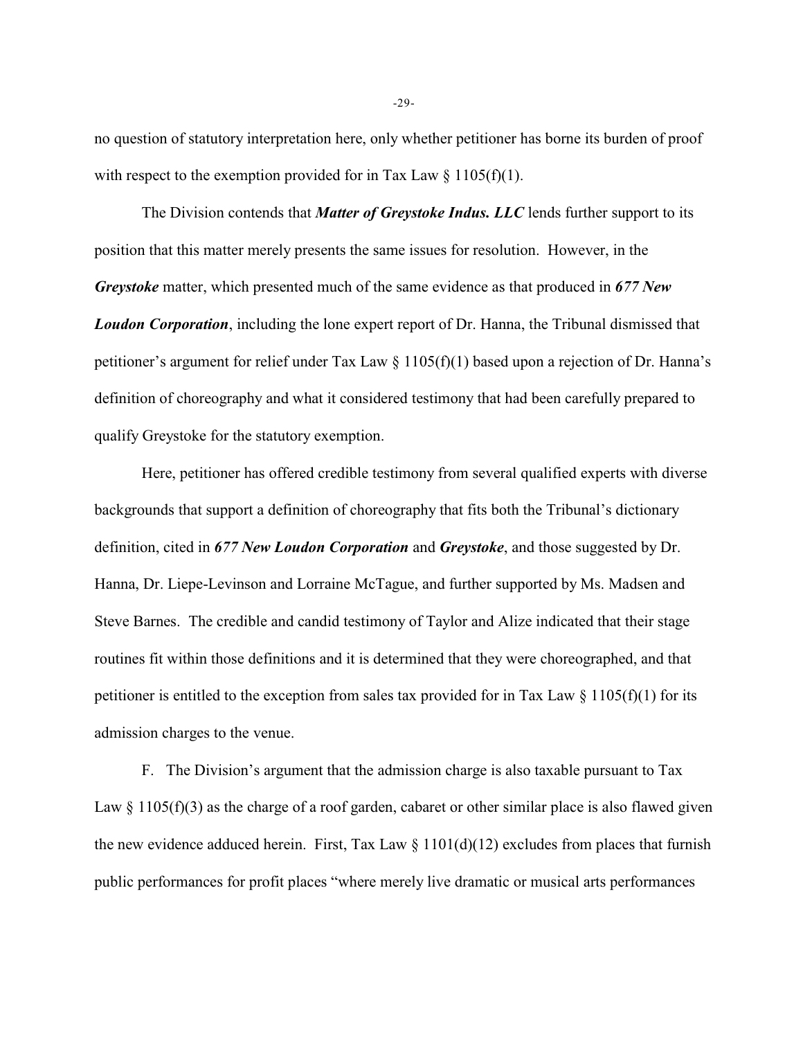no question of statutory interpretation here, only whether petitioner has borne its burden of proof with respect to the exemption provided for in Tax Law § 1105(f)(1).

The Division contends that ***Matter of Greystoke Indus. LLC*** lends further support to its position that this matter merely presents the same issues for resolution. However, in the ***Greystoke*** matter, which presented much of the same evidence as that produced in ***677 New Loudon Corporation***, including the lone expert report of Dr. Hanna, the Tribunal dismissed that petitioner's argument for relief under Tax Law § 1105(f)(1) based upon a rejection of Dr. Hanna's definition of choreography and what it considered testimony that had been carefully prepared to qualify Greystoke for the statutory exemption.

Here, petitioner has offered credible testimony from several qualified experts with diverse backgrounds that support a definition of choreography that fits both the Tribunal's dictionary definition, cited in ***677 New Loudon Corporation*** and ***Greystoke***, and those suggested by Dr. Hanna, Dr. Liepe-Levinson and Lorraine McTague, and further supported by Ms. Madsen and Steve Barnes. The credible and candid testimony of Taylor and Alize indicated that their stage routines fit within those definitions and it is determined that they were choreographed, and that petitioner is entitled to the exception from sales tax provided for in Tax Law § 1105(f)(1) for its admission charges to the venue.

F. The Division's argument that the admission charge is also taxable pursuant to Tax Law § 1105(f)(3) as the charge of a roof garden, cabaret or other similar place is also flawed given the new evidence adduced herein. First, Tax Law § 1101(d)(12) excludes from places that furnish public performances for profit places "where merely live dramatic or musical arts performances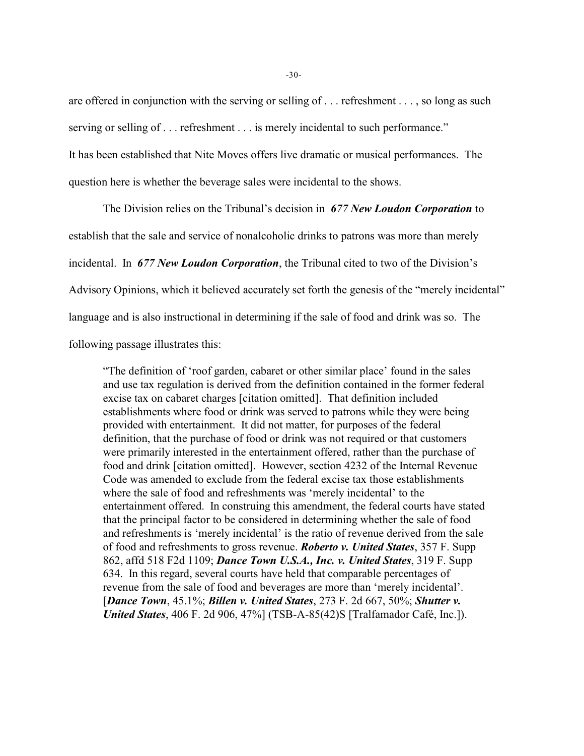are offered in conjunction with the serving or selling of . . . refreshment . . . , so long as such serving or selling of . . . refreshment . . . is merely incidental to such performance."

It has been established that Nite Moves offers live dramatic or musical performances. The question here is whether the beverage sales were incidental to the shows.

The Division relies on the Tribunal's decision in ***677 New Loudon Corporation*** to establish that the sale and service of nonalcoholic drinks to patrons was more than merely incidental. In ***677 New Loudon Corporation***, the Tribunal cited to two of the Division's Advisory Opinions, which it believed accurately set forth the genesis of the "merely incidental" language and is also instructional in determining if the sale of food and drink was so. The following passage illustrates this:

> "The definition of 'roof garden, cabaret or other similar place' found in the sales and use tax regulation is derived from the definition contained in the former federal excise tax on cabaret charges [citation omitted]. That definition included establishments where food or drink was served to patrons while they were being provided with entertainment. It did not matter, for purposes of the federal definition, that the purchase of food or drink was not required or that customers were primarily interested in the entertainment offered, rather than the purchase of food and drink [citation omitted]. However, section 4232 of the Internal Revenue Code was amended to exclude from the federal excise tax those establishments where the sale of food and refreshments was 'merely incidental' to the entertainment offered. In construing this amendment, the federal courts have stated that the principal factor to be considered in determining whether the sale of food and refreshments is 'merely incidental' is the ratio of revenue derived from the sale of food and refreshments to gross revenue. ***Roberto v. United States***, 357 F. Supp 862, affd 518 F2d 1109; ***Dance Town U.S.A., Inc. v. United States***, 319 F. Supp 634. In this regard, several courts have held that comparable percentages of revenue from the sale of food and beverages are more than 'merely incidental'. [***Dance Town***, 45.1%; ***Billen v. United States***, 273 F. 2d 667, 50%; ***Shutter v. United States***, 406 F. 2d 906, 47%] (TSB-A-85(42)S [Tralfamador Café, Inc.]).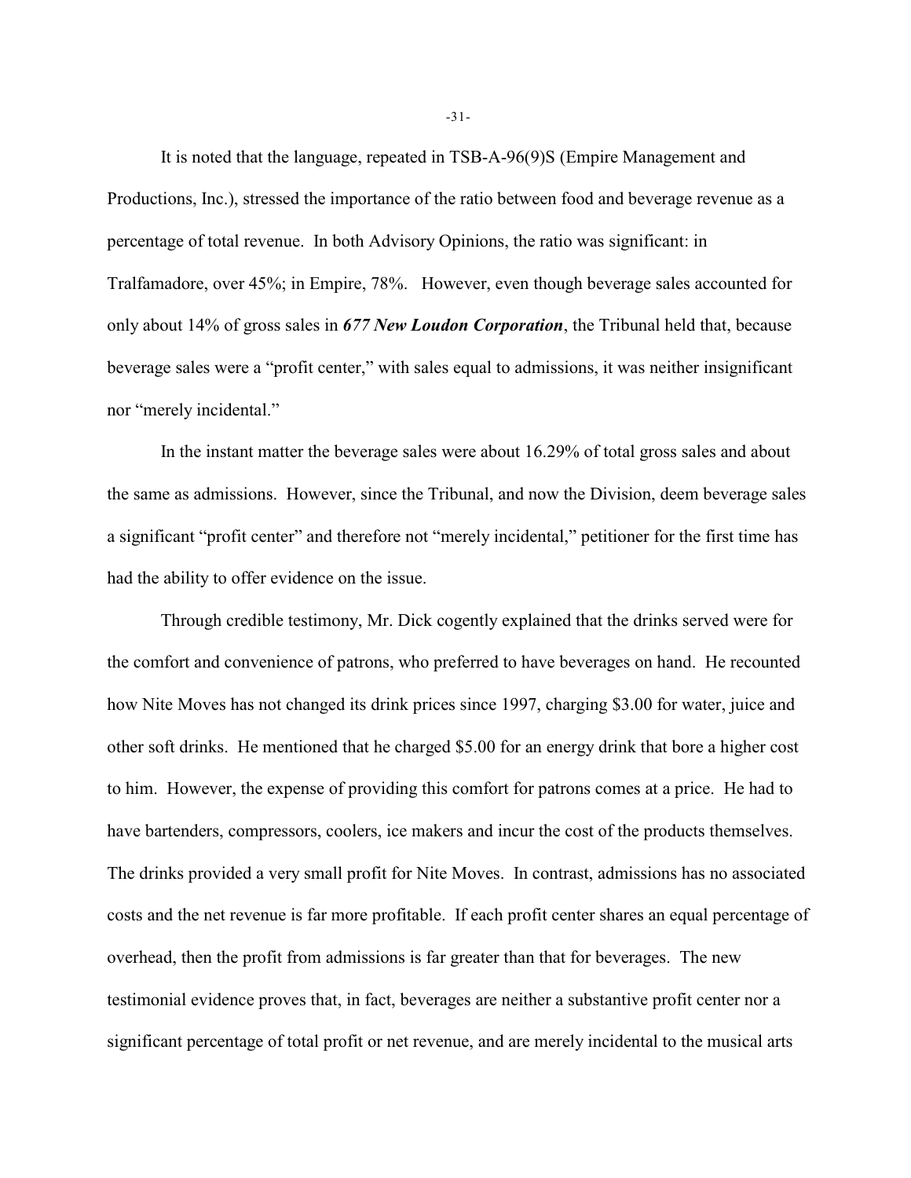It is noted that the language, repeated in TSB-A-96(9)S (Empire Management and Productions, Inc.), stressed the importance of the ratio between food and beverage revenue as a percentage of total revenue. In both Advisory Opinions, the ratio was significant: in Tralfamadore, over 45%; in Empire, 78%. However, even though beverage sales accounted for only about 14% of gross sales in ***677 New Loudon Corporation***, the Tribunal held that, because beverage sales were a "profit center," with sales equal to admissions, it was neither insignificant nor "merely incidental."

In the instant matter the beverage sales were about 16.29% of total gross sales and about the same as admissions. However, since the Tribunal, and now the Division, deem beverage sales a significant "profit center" and therefore not "merely incidental," petitioner for the first time has had the ability to offer evidence on the issue.

Through credible testimony, Mr. Dick cogently explained that the drinks served were for the comfort and convenience of patrons, who preferred to have beverages on hand. He recounted how Nite Moves has not changed its drink prices since 1997, charging $3.00 for water, juice and other soft drinks. He mentioned that he charged $5.00 for an energy drink that bore a higher cost to him. However, the expense of providing this comfort for patrons comes at a price. He had to have bartenders, compressors, coolers, ice makers and incur the cost of the products themselves. The drinks provided a very small profit for Nite Moves. In contrast, admissions has no associated costs and the net revenue is far more profitable. If each profit center shares an equal percentage of overhead, then the profit from admissions is far greater than that for beverages. The new testimonial evidence proves that, in fact, beverages are neither a substantive profit center nor a significant percentage of total profit or net revenue, and are merely incidental to the musical arts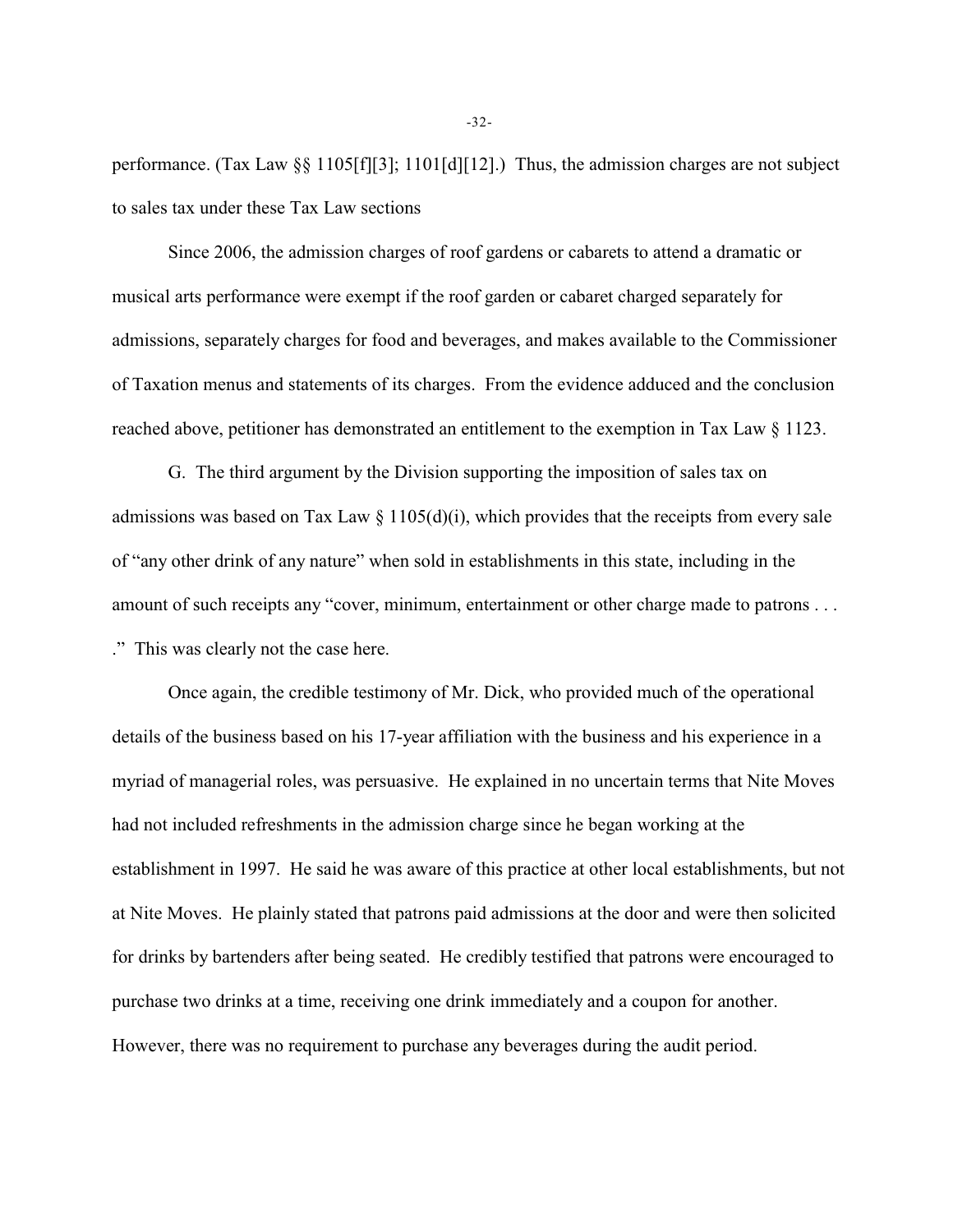performance. (Tax Law §§ 1105[f][3]; 1101[d][12].) Thus, the admission charges are not subject to sales tax under these Tax Law sections

Since 2006, the admission charges of roof gardens or cabarets to attend a dramatic or musical arts performance were exempt if the roof garden or cabaret charged separately for admissions, separately charges for food and beverages, and makes available to the Commissioner of Taxation menus and statements of its charges. From the evidence adduced and the conclusion reached above, petitioner has demonstrated an entitlement to the exemption in Tax Law § 1123.

G. The third argument by the Division supporting the imposition of sales tax on admissions was based on Tax Law § 1105(d)(i), which provides that the receipts from every sale of "any other drink of any nature" when sold in establishments in this state, including in the amount of such receipts any "cover, minimum, entertainment or other charge made to patrons . . . ." This was clearly not the case here.

Once again, the credible testimony of Mr. Dick, who provided much of the operational details of the business based on his 17-year affiliation with the business and his experience in a myriad of managerial roles, was persuasive. He explained in no uncertain terms that Nite Moves had not included refreshments in the admission charge since he began working at the establishment in 1997. He said he was aware of this practice at other local establishments, but not at Nite Moves. He plainly stated that patrons paid admissions at the door and were then solicited for drinks by bartenders after being seated. He credibly testified that patrons were encouraged to purchase two drinks at a time, receiving one drink immediately and a coupon for another. However, there was no requirement to purchase any beverages during the audit period.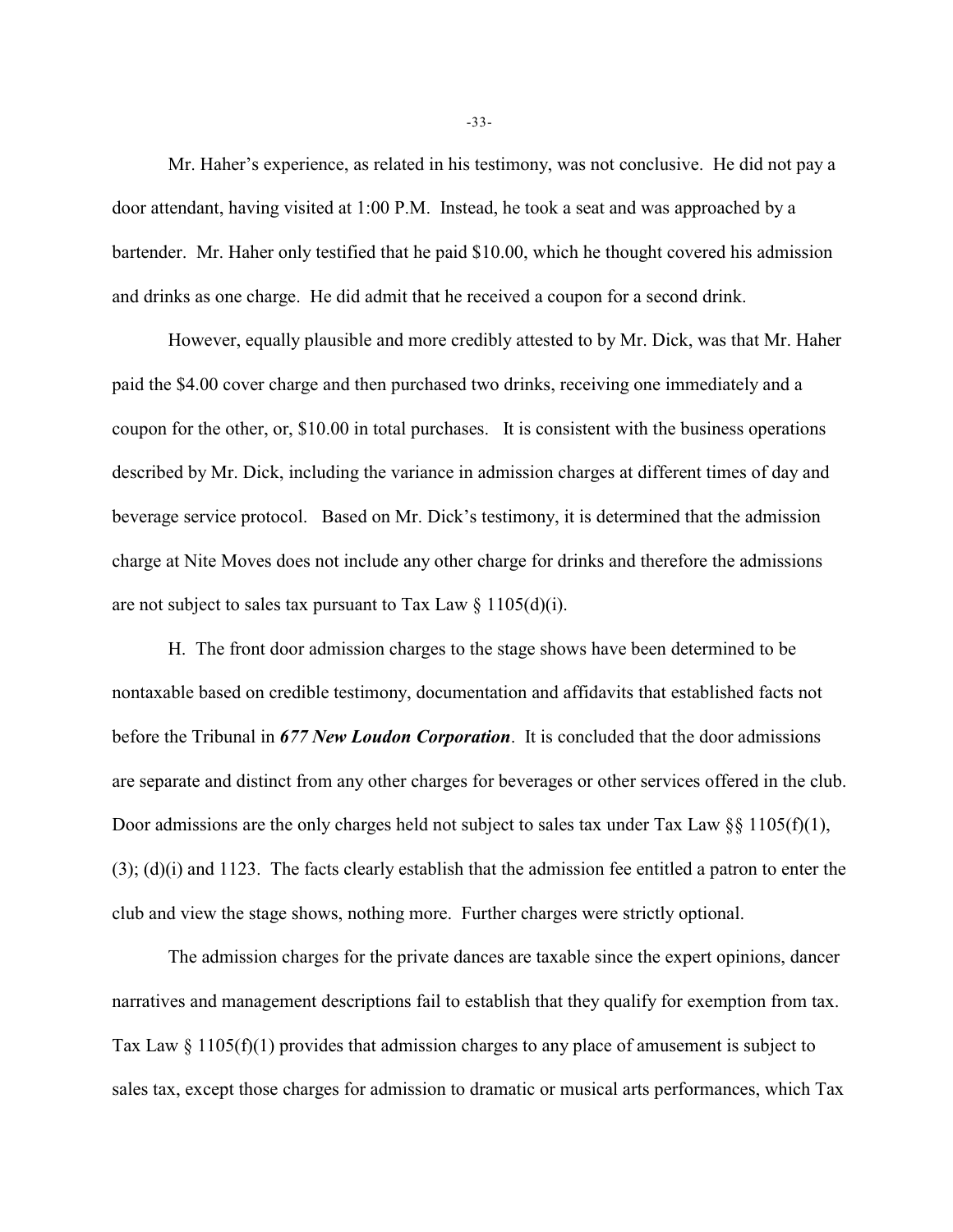Mr. Haher's experience, as related in his testimony, was not conclusive. He did not pay a door attendant, having visited at 1:00 P.M. Instead, he took a seat and was approached by a bartender. Mr. Haher only testified that he paid $10.00, which he thought covered his admission and drinks as one charge. He did admit that he received a coupon for a second drink.

However, equally plausible and more credibly attested to by Mr. Dick, was that Mr. Haher paid the $4.00 cover charge and then purchased two drinks, receiving one immediately and a coupon for the other, or, $10.00 in total purchases. It is consistent with the business operations described by Mr. Dick, including the variance in admission charges at different times of day and beverage service protocol. Based on Mr. Dick's testimony, it is determined that the admission charge at Nite Moves does not include any other charge for drinks and therefore the admissions are not subject to sales tax pursuant to Tax Law § 1105(d)(i).

H. The front door admission charges to the stage shows have been determined to be nontaxable based on credible testimony, documentation and affidavits that established facts not before the Tribunal in ***677 New Loudon Corporation***. It is concluded that the door admissions are separate and distinct from any other charges for beverages or other services offered in the club. Door admissions are the only charges held not subject to sales tax under Tax Law §§ 1105(f)(1), (3); (d)(i) and 1123. The facts clearly establish that the admission fee entitled a patron to enter the club and view the stage shows, nothing more. Further charges were strictly optional.

The admission charges for the private dances are taxable since the expert opinions, dancer narratives and management descriptions fail to establish that they qualify for exemption from tax. Tax Law § 1105(f)(1) provides that admission charges to any place of amusement is subject to sales tax, except those charges for admission to dramatic or musical arts performances, which Tax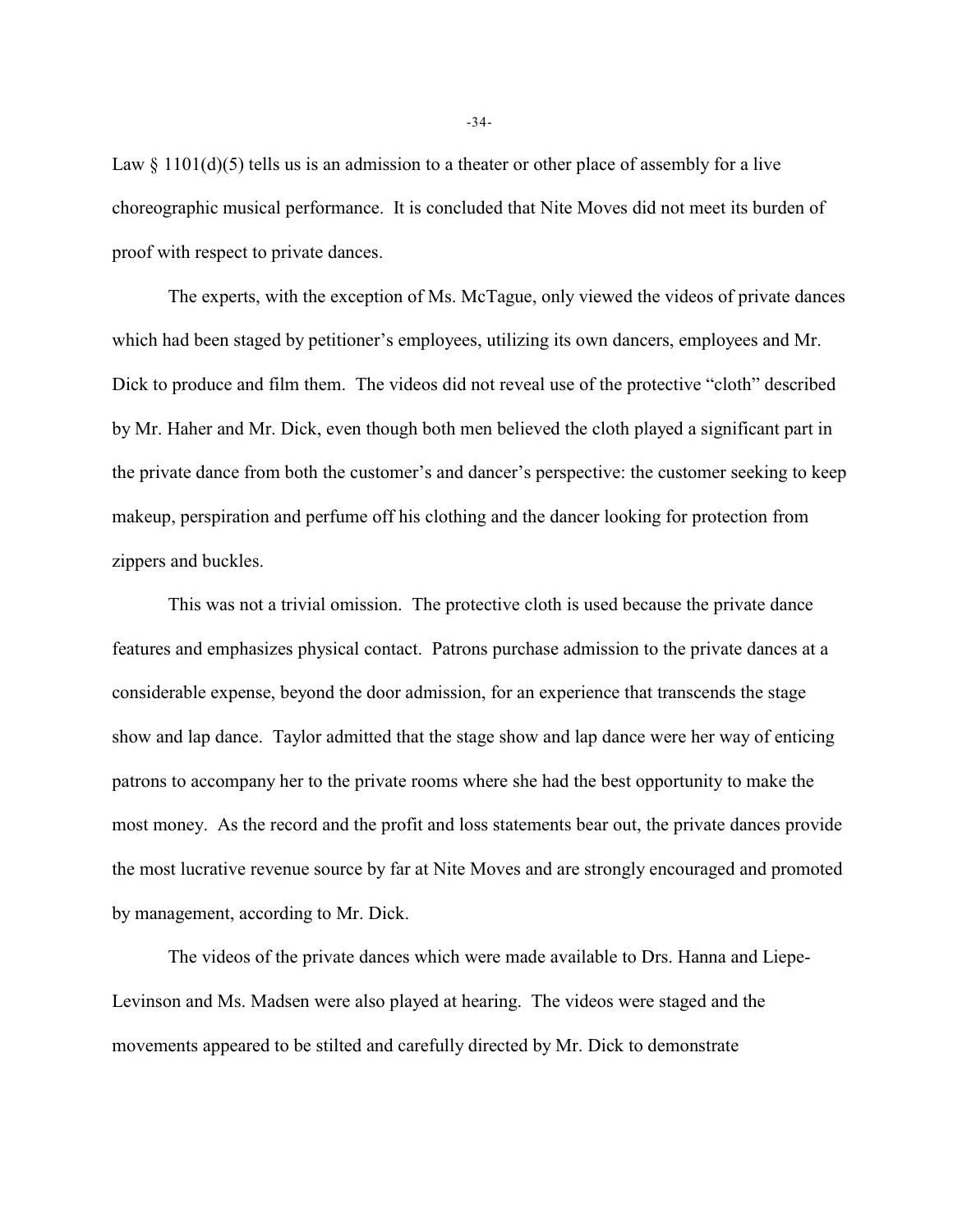Law § 1101(d)(5) tells us is an admission to a theater or other place of assembly for a live choreographic musical performance. It is concluded that Nite Moves did not meet its burden of proof with respect to private dances.

The experts, with the exception of Ms. McTague, only viewed the videos of private dances which had been staged by petitioner's employees, utilizing its own dancers, employees and Mr. Dick to produce and film them. The videos did not reveal use of the protective "cloth" described by Mr. Haher and Mr. Dick, even though both men believed the cloth played a significant part in the private dance from both the customer's and dancer's perspective: the customer seeking to keep makeup, perspiration and perfume off his clothing and the dancer looking for protection from zippers and buckles.

This was not a trivial omission. The protective cloth is used because the private dance features and emphasizes physical contact. Patrons purchase admission to the private dances at a considerable expense, beyond the door admission, for an experience that transcends the stage show and lap dance. Taylor admitted that the stage show and lap dance were her way of enticing patrons to accompany her to the private rooms where she had the best opportunity to make the most money. As the record and the profit and loss statements bear out, the private dances provide the most lucrative revenue source by far at Nite Moves and are strongly encouraged and promoted by management, according to Mr. Dick.

The videos of the private dances which were made available to Drs. Hanna and Liepe-Levinson and Ms. Madsen were also played at hearing. The videos were staged and the movements appeared to be stilted and carefully directed by Mr. Dick to demonstrate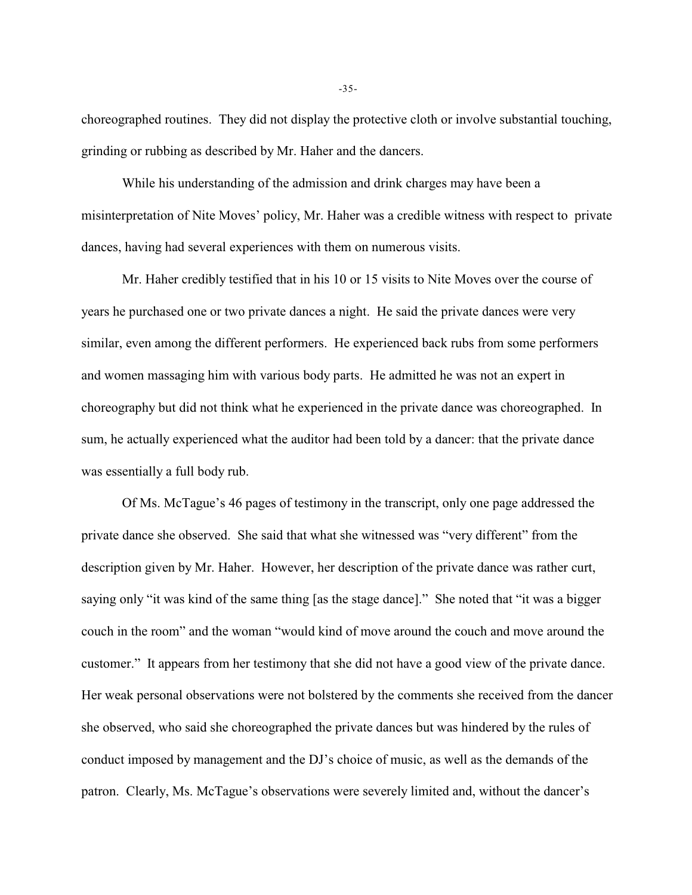choreographed routines. They did not display the protective cloth or involve substantial touching, grinding or rubbing as described by Mr. Haher and the dancers.

While his understanding of the admission and drink charges may have been a misinterpretation of Nite Moves' policy, Mr. Haher was a credible witness with respect to private dances, having had several experiences with them on numerous visits.

Mr. Haher credibly testified that in his 10 or 15 visits to Nite Moves over the course of years he purchased one or two private dances a night. He said the private dances were very similar, even among the different performers. He experienced back rubs from some performers and women massaging him with various body parts. He admitted he was not an expert in choreography but did not think what he experienced in the private dance was choreographed. In sum, he actually experienced what the auditor had been told by a dancer: that the private dance was essentially a full body rub.

Of Ms. McTague's 46 pages of testimony in the transcript, only one page addressed the private dance she observed. She said that what she witnessed was "very different" from the description given by Mr. Haher. However, her description of the private dance was rather curt, saying only "it was kind of the same thing [as the stage dance]." She noted that "it was a bigger couch in the room" and the woman "would kind of move around the couch and move around the customer." It appears from her testimony that she did not have a good view of the private dance. Her weak personal observations were not bolstered by the comments she received from the dancer she observed, who said she choreographed the private dances but was hindered by the rules of conduct imposed by management and the DJ's choice of music, as well as the demands of the patron. Clearly, Ms. McTague's observations were severely limited and, without the dancer's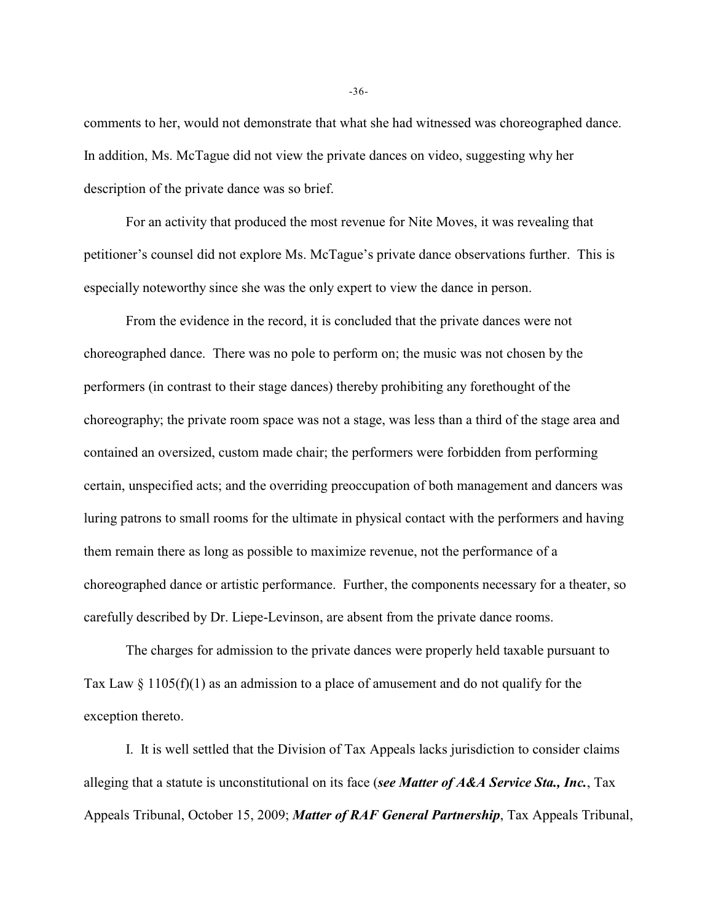comments to her, would not demonstrate that what she had witnessed was choreographed dance. In addition, Ms. McTague did not view the private dances on video, suggesting why her description of the private dance was so brief.

For an activity that produced the most revenue for Nite Moves, it was revealing that petitioner's counsel did not explore Ms. McTague's private dance observations further. This is especially noteworthy since she was the only expert to view the dance in person.

From the evidence in the record, it is concluded that the private dances were not choreographed dance. There was no pole to perform on; the music was not chosen by the performers (in contrast to their stage dances) thereby prohibiting any forethought of the choreography; the private room space was not a stage, was less than a third of the stage area and contained an oversized, custom made chair; the performers were forbidden from performing certain, unspecified acts; and the overriding preoccupation of both management and dancers was luring patrons to small rooms for the ultimate in physical contact with the performers and having them remain there as long as possible to maximize revenue, not the performance of a choreographed dance or artistic performance. Further, the components necessary for a theater, so carefully described by Dr. Liepe-Levinson, are absent from the private dance rooms.

The charges for admission to the private dances were properly held taxable pursuant to Tax Law § 1105(f)(1) as an admission to a place of amusement and do not qualify for the exception thereto.

I. It is well settled that the Division of Tax Appeals lacks jurisdiction to consider claims alleging that a statute is unconstitutional on its face (***see Matter of A&A Service Sta., Inc.***, Tax Appeals Tribunal, October 15, 2009; ***Matter of RAF General Partnership***, Tax Appeals Tribunal,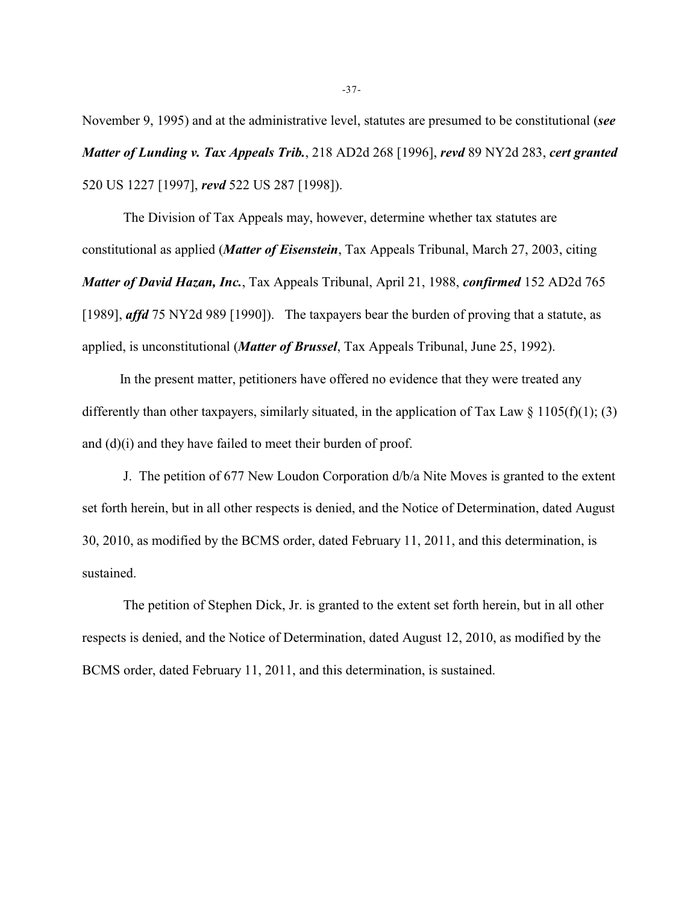November 9, 1995) and at the administrative level, statutes are presumed to be constitutional (***see Matter of Lunding v. Tax Appeals Trib.***, 218 AD2d 268 [1996], ***revd*** 89 NY2d 283, ***cert granted*** 520 US 1227 [1997], ***revd*** 522 US 287 [1998]).

The Division of Tax Appeals may, however, determine whether tax statutes are constitutional as applied (***Matter of Eisenstein***, Tax Appeals Tribunal, March 27, 2003, citing ***Matter of David Hazan, Inc.***, Tax Appeals Tribunal, April 21, 1988, ***confirmed*** 152 AD2d 765 [1989], ***affd*** 75 NY2d 989 [1990]). The taxpayers bear the burden of proving that a statute, as applied, is unconstitutional (***Matter of Brussel***, Tax Appeals Tribunal, June 25, 1992).

In the present matter, petitioners have offered no evidence that they were treated any differently than other taxpayers, similarly situated, in the application of Tax Law § 1105(f)(1); (3) and (d)(i) and they have failed to meet their burden of proof.

J. The petition of 677 New Loudon Corporation d/b/a Nite Moves is granted to the extent set forth herein, but in all other respects is denied, and the Notice of Determination, dated August 30, 2010, as modified by the BCMS order, dated February 11, 2011, and this determination, is sustained.

The petition of Stephen Dick, Jr. is granted to the extent set forth herein, but in all other respects is denied, and the Notice of Determination, dated August 12, 2010, as modified by the BCMS order, dated February 11, 2011, and this determination, is sustained.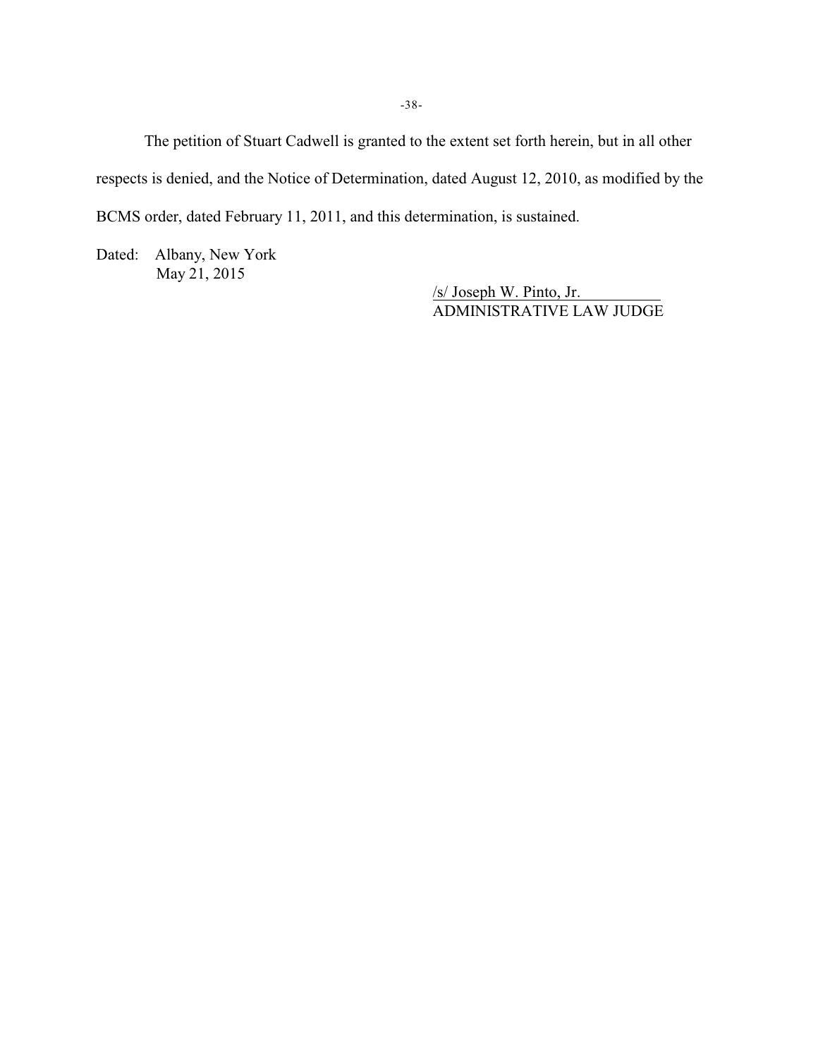The petition of Stuart Cadwell is granted to the extent set forth herein, but in all other respects is denied, and the Notice of Determination, dated August 12, 2010, as modified by the BCMS order, dated February 11, 2011, and this determination, is sustained.

Dated: Albany, New York
May 21, 2015

/s/ Joseph W. Pinto, Jr.
ADMINISTRATIVE LAW JUDGE